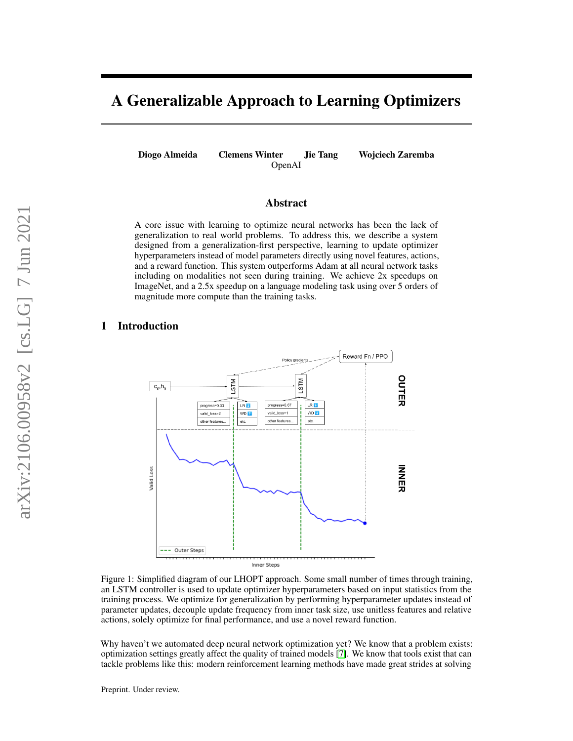# A Generalizable Approach to Learning Optimizers

**Diogo Almeida** **Clemens Winter** **Jie Tang** **Wojciech Zaremba**
OpenAI

## Abstract

A core issue with learning to optimize neural networks has been the lack of generalization to real world problems. To address this, we describe a system designed from a generalization-first perspective, learning to update optimizer hyperparameters instead of model parameters directly using novel features, actions, and a reward function. This system outperforms Adam at all neural network tasks including on modalities not seen during training. We achieve 2x speedups on ImageNet, and a 2.5x speedup on a language modeling task using over 5 orders of magnitude more compute than the training tasks.

## 1 Introduction

Figure 1: Simplified diagram of our LHOPT approach. Some small number of times through training, an LSTM controller is used to update optimizer hyperparameters based on input statistics from the training process. We optimize for generalization by performing hyperparameter updates instead of parameter updates, decouple update frequency from inner task size, use unitless features and relative actions, solely optimize for final performance, and use a novel reward function.

Why haven't we automated deep neural network optimization yet? We know that a problem exists: optimization settings greatly affect the quality of trained models [7]. We know that tools exist that can tackle problems like this: modern reinforcement learning methods have made great strides at solving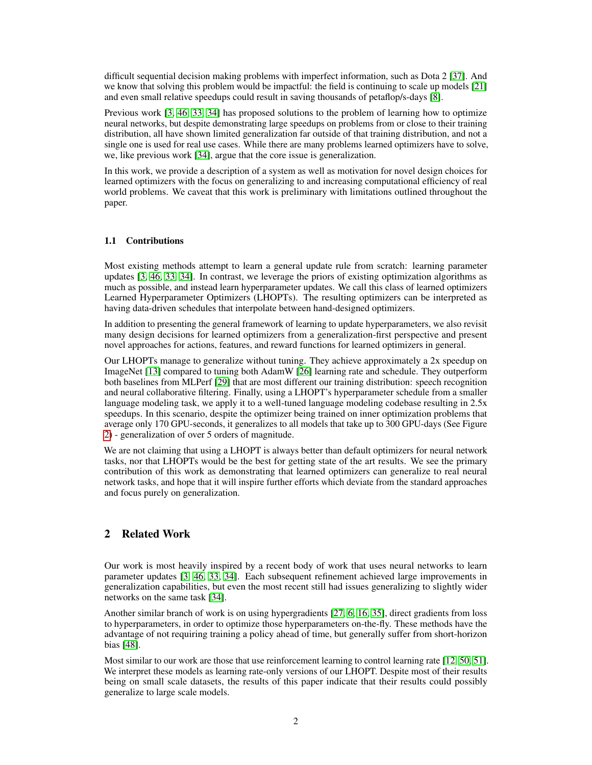difficult sequential decision making problems with imperfect information, such as Dota 2 [37]. And we know that solving this problem would be impactful: the field is continuing to scale up models [21] and even small relative speedups could result in saving thousands of petaflop/s-days [8].

Previous work [3, 46, 33, 34] has proposed solutions to the problem of learning how to optimize neural networks, but despite demonstrating large speedups on problems from or close to their training distribution, all have shown limited generalization far outside of that training distribution, and not a single one is used for real use cases. While there are many problems learned optimizers have to solve, we, like previous work [34], argue that the core issue is generalization.

In this work, we provide a description of a system as well as motivation for novel design choices for learned optimizers with the focus on generalizing to and increasing computational efficiency of real world problems. We caveat that this work is preliminary with limitations outlined throughout the paper.

### 1.1 Contributions

Most existing methods attempt to learn a general update rule from scratch: learning parameter updates [3, 46, 33, 34]. In contrast, we leverage the priors of existing optimization algorithms as much as possible, and instead learn hyperparameter updates. We call this class of learned optimizers Learned Hyperparameter Optimizers (LHOPTs). The resulting optimizers can be interpreted as having data-driven schedules that interpolate between hand-designed optimizers.

In addition to presenting the general framework of learning to update hyperparameters, we also revisit many design decisions for learned optimizers from a generalization-first perspective and present novel approaches for actions, features, and reward functions for learned optimizers in general.

Our LHOPTs manage to generalize without tuning. They achieve approximately a 2x speedup on ImageNet [13] compared to tuning both AdamW [26] learning rate and schedule. They outperform both baselines from MLPerf [29] that are most different our training distribution: speech recognition and neural collaborative filtering. Finally, using a LHOPT's hyperparameter schedule from a smaller language modeling task, we apply it to a well-tuned language modeling codebase resulting in 2.5x speedups. In this scenario, despite the optimizer being trained on inner optimization problems that average only 170 GPU-seconds, it generalizes to all models that take up to 300 GPU-days (See Figure 2) - generalization of over 5 orders of magnitude.

We are not claiming that using a LHOPT is always better than default optimizers for neural network tasks, nor that LHOPTs would be the best for getting state of the art results. We see the primary contribution of this work as demonstrating that learned optimizers can generalize to real neural network tasks, and hope that it will inspire further efforts which deviate from the standard approaches and focus purely on generalization.

## 2 Related Work

Our work is most heavily inspired by a recent body of work that uses neural networks to learn parameter updates [3, 46, 33, 34]. Each subsequent refinement achieved large improvements in generalization capabilities, but even the most recent still had issues generalizing to slightly wider networks on the same task [34].

Another similar branch of work is on using hypergradients [27, 6, 16, 35], direct gradients from loss to hyperparameters, in order to optimize those hyperparameters on-the-fly. These methods have the advantage of not requiring training a policy ahead of time, but generally suffer from short-horizon bias [48].

Most similar to our work are those that use reinforcement learning to control learning rate [12, 50, 51]. We interpret these models as learning rate-only versions of our LHOPT. Despite most of their results being on small scale datasets, the results of this paper indicate that their results could possibly generalize to large scale models.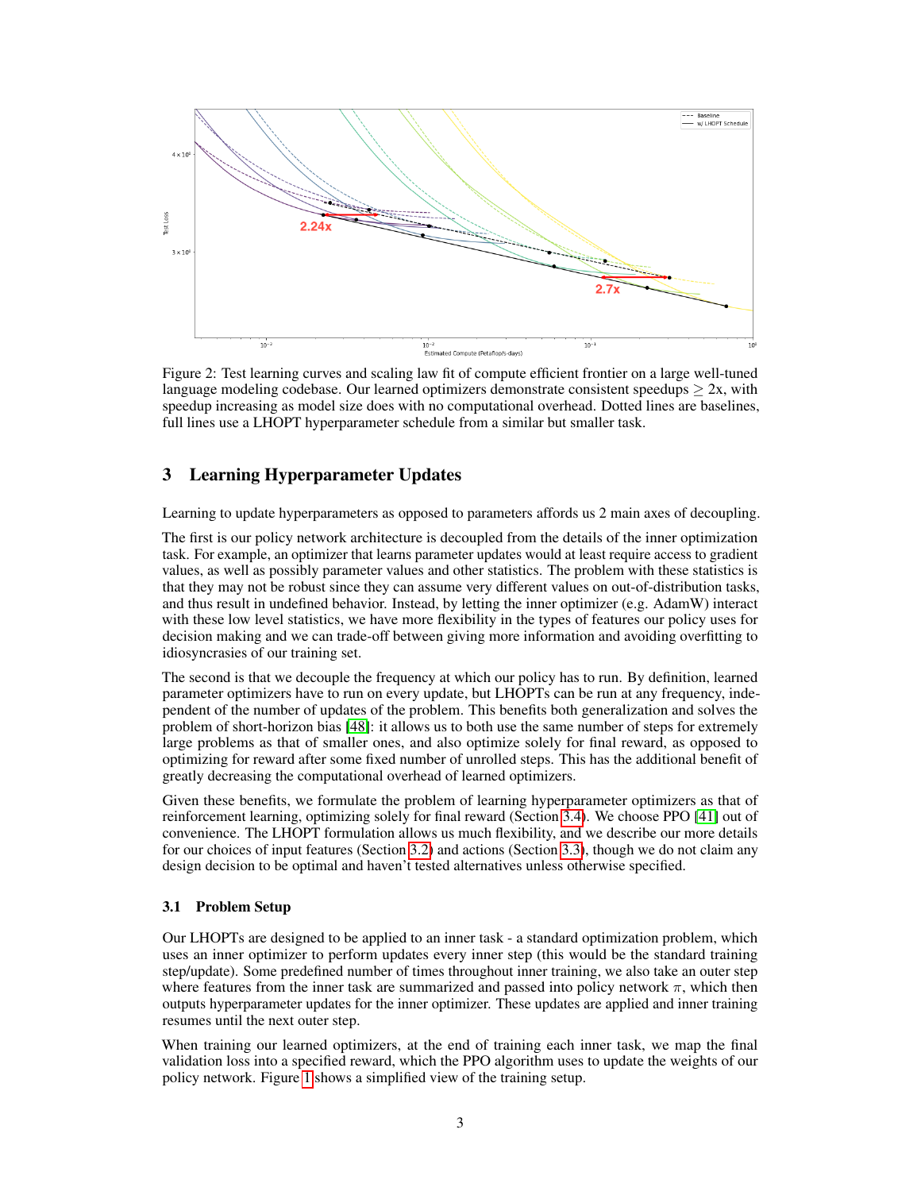Figure 2: Test learning curves and scaling law fit of compute efficient frontier on a large well-tuned language modeling codebase. Our learned optimizers demonstrate consistent speedups $\geq$ 2x, with speedup increasing as model size does with no computational overhead. Dotted lines are baselines, full lines use a LHOPT hyperparameter schedule from a similar but smaller task.

## 3 Learning Hyperparameter Updates

Learning to update hyperparameters as opposed to parameters affords us 2 main axes of decoupling.

The first is our policy network architecture is decoupled from the details of the inner optimization task. For example, an optimizer that learns parameter updates would at least require access to gradient values, as well as possibly parameter values and other statistics. The problem with these statistics is that they may not be robust since they can assume very different values on out-of-distribution tasks, and thus result in undefined behavior. Instead, by letting the inner optimizer (e.g. AdamW) interact with these low level statistics, we have more flexibility in the types of features our policy uses for decision making and we can trade-off between giving more information and avoiding overfitting to idiosyncracies of our training set.

The second is that we decouple the frequency at which our policy has to run. By definition, learned parameter optimizers have to run on every update, but LHOPTs can be run at any frequency, independent of the number of updates of the problem. This benefits both generalization and solves the problem of short-horizon bias [48]: it allows us to both use the same number of steps for extremely large problems as that of smaller ones, and also optimize solely for final reward, as opposed to optimizing for reward after some fixed number of unrolled steps. This has the additional benefit of greatly decreasing the computational overhead of learned optimizers.

Given these benefits, we formulate the problem of learning hyperparameter optimizers as that of reinforcement learning, optimizing solely for final reward (Section 3.4). We choose PPO [41] out of convenience. The LHOPT formulation allows us much flexibility, and we describe our more details for our choices of input features (Section 3.2) and actions (Section 3.3), though we do not claim any design decision to be optimal and haven't tested alternatives unless otherwise specified.

### 3.1 Problem Setup

Our LHOPTs are designed to be applied to an inner task - a standard optimization problem, which uses an inner optimizer to perform updates every inner step (this would be the standard training step/update). Some predefined number of times throughout inner training, we also take an outer step where features from the inner task are summarized and passed into policy network $\pi$, which then outputs hyperparameter updates for the inner optimizer. These updates are applied and inner training resumes until the next outer step.

When training our learned optimizers, at the end of training each inner task, we map the final validation loss into a specified reward, which the PPO algorithm uses to update the weights of our policy network. Figure 1 shows a simplified view of the training setup.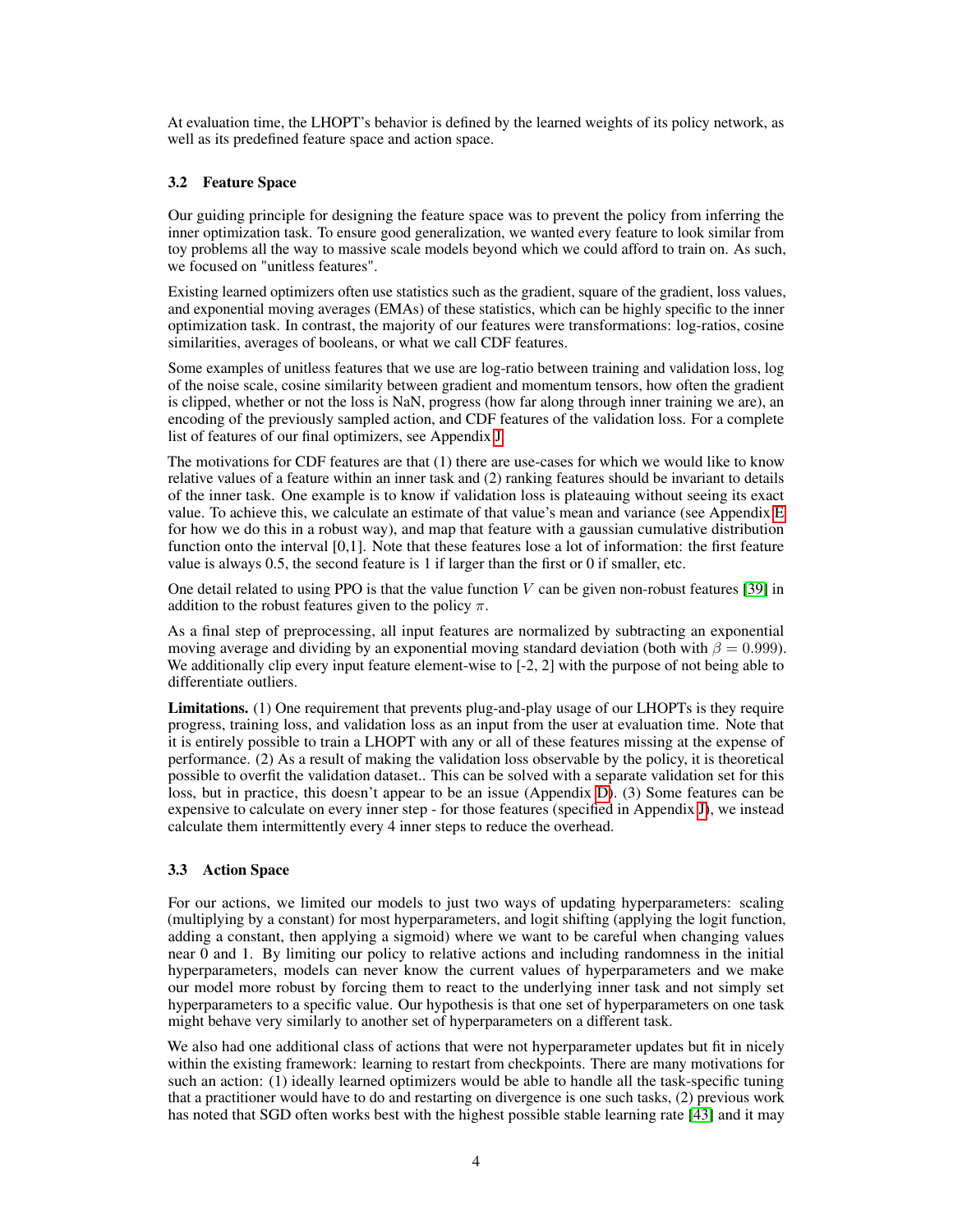At evaluation time, the LHOPT's behavior is defined by the learned weights of its policy network, as well as its predefined feature space and action space.

### 3.2 Feature Space

Our guiding principle for designing the feature space was to prevent the policy from inferring the inner optimization task. To ensure good generalization, we wanted every feature to look similar from toy problems all the way to massive scale models beyond which we could afford to train on. As such, we focused on "unitless features".

Existing learned optimizers often use statistics such as the gradient, square of the gradient, loss values, and exponential moving averages (EMAs) of these statistics, which can be highly specific to the inner optimization task. In contrast, the majority of our features were transformations: log-ratios, cosine similarities, averages of booleans, or what we call CDF features.

Some examples of unitless features that we use are log-ratio between training and validation loss, log of the noise scale, cosine similarity between gradient and momentum tensors, how often the gradient is clipped, whether or not the loss is NaN, progress (how far along through inner training we are), an encoding of the previously sampled action, and CDF features of the validation loss. For a complete list of features of our final optimizers, see Appendix J.

The motivations for CDF features are that (1) there are use-cases for which we would like to know relative values of a feature within an inner task and (2) ranking features should be invariant to details of the inner task. One example is to know if validation loss is plateauing without seeing its exact value. To achieve this, we calculate an estimate of that value's mean and variance (see Appendix E for how we do this in a robust way), and map that feature with a gaussian cumulative distribution function onto the interval [0,1]. Note that these features lose a lot of information: the first feature value is always 0.5, the second feature is 1 if larger than the first or 0 if smaller, etc.

One detail related to using PPO is that the value function $V$ can be given non-robust features [39] in addition to the robust features given to the policy $\pi$.

As a final step of preprocessing, all input features are normalized by subtracting an exponential moving average and dividing by an exponential moving standard deviation (both with $\beta = 0.999$). We additionally clip every input feature element-wise to [-2, 2] with the purpose of not being able to differentiate outliers.

**Limitations.** (1) One requirement that prevents plug-and-play usage of our LHOPTs is they require progress, training loss, and validation loss as an input from the user at evaluation time. Note that it is entirely possible to train a LHOPT with any or all of these features missing at the expense of performance. (2) As a result of making the validation loss observable by the policy, it is theoretical possible to overfit the validation dataset.. This can be solved with a separate validation set for this loss, but in practice, this doesn't appear to be an issue (Appendix D). (3) Some features can be expensive to calculate on every inner step - for those features (specified in Appendix J), we instead calculate them intermittently every 4 inner steps to reduce the overhead.

### 3.3 Action Space

For our actions, we limited our models to just two ways of updating hyperparameters: scaling (multiplying by a constant) for most hyperparameters, and logit shifting (applying the logit function, adding a constant, then applying a sigmoid) where we want to be careful when changing values near 0 and 1. By limiting our policy to relative actions and including randomness in the initial hyperparameters, models can never know the current values of hyperparameters and we make our model more robust by forcing them to react to the underlying inner task and not simply set hyperparameters to a specific value. Our hypothesis is that one set of hyperparameters on one task might behave very similarly to another set of hyperparameters on a different task.

We also had one additional class of actions that were not hyperparameter updates but fit in nicely within the existing framework: learning to restart from checkpoints. There are many motivations for such an action: (1) ideally learned optimizers would be able to handle all the task-specific tuning that a practitioner would have to do and restarting on divergence is one such tasks, (2) previous work has noted that SGD often works best with the highest possible stable learning rate [43] and it may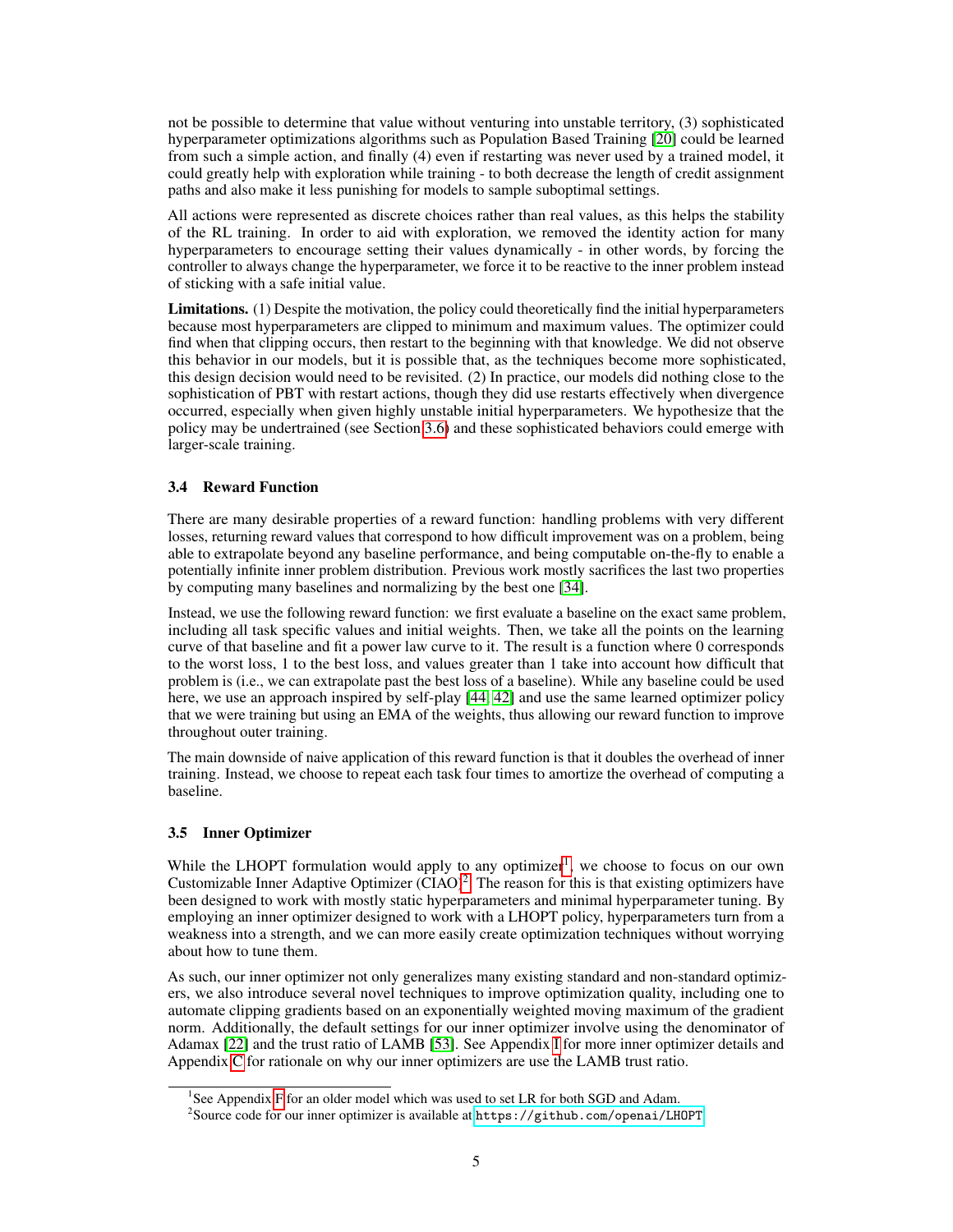not be possible to determine that value without venturing into unstable territory, (3) sophisticated hyperparameter optimizations algorithms such as Population Based Training [20] could be learned from such a simple action, and finally (4) even if restarting was never used by a trained model, it could greatly help with exploration while training - to both decrease the length of credit assignment paths and also make it less punishing for models to sample suboptimal settings.

All actions were represented as discrete choices rather than real values, as this helps the stability of the RL training. In order to aid with exploration, we removed the identity action for many hyperparameters to encourage setting their values dynamically - in other words, by forcing the controller to always change the hyperparameter, we force it to be reactive to the inner problem instead of sticking with a safe initial value.

**Limitations.** (1) Despite the motivation, the policy could theoretically find the initial hyperparameters because most hyperparameters are clipped to minimum and maximum values. The optimizer could find when that clipping occurs, then restart to the beginning with that knowledge. We did not observe this behavior in our models, but it is possible that, as the techniques become more sophisticated, this design decision would need to be revisited. (2) In practice, our models did nothing close to the sophistication of PBT with restart actions, though they did use restarts effectively when divergence occurred, especially when given highly unstable initial hyperparameters. We hypothesize that the policy may be undertrained (see Section 3.6) and these sophisticated behaviors could emerge with larger-scale training.

### 3.4 Reward Function

There are many desirable properties of a reward function: handling problems with very different losses, returning reward values that correspond to how difficult improvement was on a problem, being able to extrapolate beyond any baseline performance, and being computable on-the-fly to enable a potentially infinite inner problem distribution. Previous work mostly sacrifices the last two properties by computing many baselines and normalizing by the best one [34].

Instead, we use the following reward function: we first evaluate a baseline on the exact same problem, including all task specific values and initial weights. Then, we take all the points on the learning curve of that baseline and fit a power law curve to it. The result is a function where 0 corresponds to the worst loss, 1 to the best loss, and values greater than 1 take into account how difficult that problem is (i.e., we can extrapolate past the best loss of a baseline). While any baseline could be used here, we use an approach inspired by self-play [44, 42] and use the same learned optimizer policy that we were training but using an EMA of the weights, thus allowing our reward function to improve throughout outer training.

The main downside of naive application of this reward function is that it doubles the overhead of inner training. Instead, we choose to repeat each task four times to amortize the overhead of computing a baseline.

### 3.5 Inner Optimizer

While the LHOPT formulation would apply to any optimizer[1], we choose to focus on our own Customizable Inner Adaptive Optimizer (CIAO)[2]. The reason for this is that existing optimizers have been designed to work with mostly static hyperparameters and minimal hyperparameter tuning. By employing an inner optimizer designed to work with a LHOPT policy, hyperparameters turn from a weakness into a strength, and we can more easily create optimization techniques without worrying about how to tune them.

As such, our inner optimizer not only generalizes many existing standard and non-standard optimizers, we also introduce several novel techniques to improve optimization quality, including one to automate clipping gradients based on an exponentially weighted moving maximum of the gradient norm. Additionally, the default settings for our inner optimizer involve using the denominator of Adamax [22] and the trust ratio of LAMB [53]. See Appendix I for more inner optimizer details and Appendix C for rationale on why our inner optimizers are use the LAMB trust ratio.

[1] See Appendix F for an older model which was used to set LR for both SGD and Adam.

[2] Source code for our inner optimizer is available at `https://github.com/openai/LHOPT`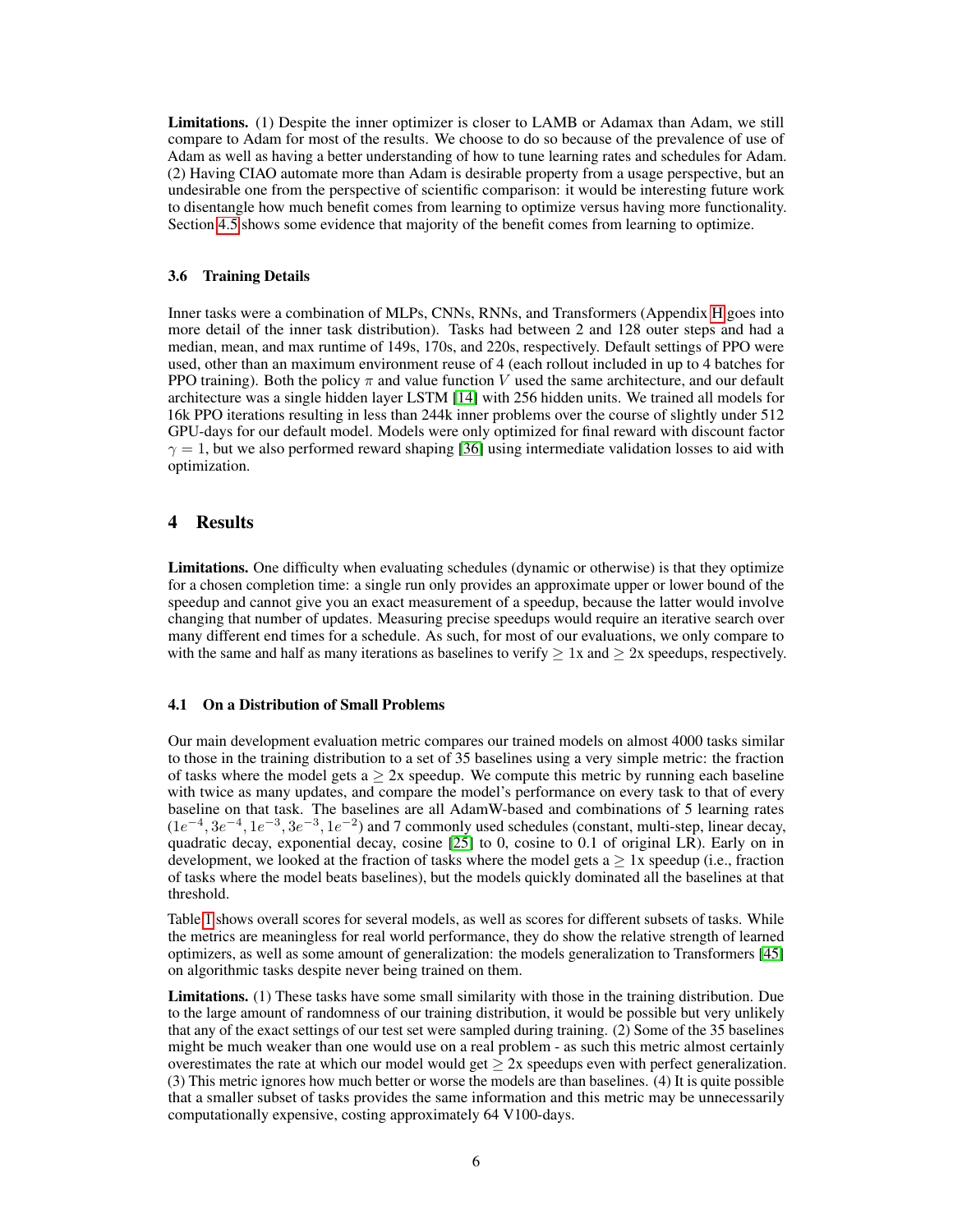**Limitations.** (1) Despite the inner optimizer is closer to LAMB or Adamax than Adam, we still compare to Adam for most of the results. We choose to do so because of the prevalence of use of Adam as well as having a better understanding of how to tune learning rates and schedules for Adam. (2) Having CIAO automate more than Adam is desirable property from a usage perspective, but an undesirable one from the perspective of scientific comparison: it would be interesting future work to disentangle how much benefit comes from learning to optimize versus having more functionality. Section 4.5 shows some evidence that majority of the benefit comes from learning to optimize.

### 3.6 Training Details

Inner tasks were a combination of MLPs, CNNs, RNNs, and Transformers (Appendix H goes into more detail of the inner task distribution). Tasks had between 2 and 128 outer steps and had a median, mean, and max runtime of 149s, 170s, and 220s, respectively. Default settings of PPO were used, other than an maximum environment reuse of 4 (each rollout included in up to 4 batches for PPO training). Both the policy $\pi$ and value function $V$ used the same architecture, and our default architecture was a single hidden layer LSTM [14] with 256 hidden units. We trained all models for 16k PPO iterations resulting in less than 244k inner problems over the course of slightly under 512 GPU-days for our default model. Models were only optimized for final reward with discount factor $\gamma = 1$, but we also performed reward shaping [36] using intermediate validation losses to aid with optimization.

## 4 Results

**Limitations.** One difficulty when evaluating schedules (dynamic or otherwise) is that they optimize for a chosen completion time: a single run only provides an approximate upper or lower bound of the speedup and cannot give you an exact measurement of a speedup, because the latter would involve changing that number of updates. Measuring precise speedups would require an iterative search over many different end times for a schedule. As such, for most of our evaluations, we only compare to with the same and half as many iterations as baselines to verify $\geq$ 1x and $\geq$ 2x speedups, respectively.

### 4.1 On a Distribution of Small Problems

Our main development evaluation metric compares our trained models on almost 4000 tasks similar to those in the training distribution to a set of 35 baselines using a very simple metric: the fraction of tasks where the model gets a $\geq$ 2x speedup. We compute this metric by running each baseline with twice as many updates, and compare the model's performance on every task to that of every baseline on that task. The baselines are all AdamW-based and combinations of 5 learning rates ($1e^{-4}, 3e^{-4}, 1e^{-3}, 3e^{-3}, 1e^{-2}$) and 7 commonly used schedules (constant, multi-step, linear decay, quadratic decay, exponential decay, cosine [25] to 0, cosine to 0.1 of original LR). Early on in development, we looked at the fraction of tasks where the model gets a $\geq$ 1x speedup (i.e., fraction of tasks where the model beats baselines), but the models quickly dominated all the baselines at that threshold.

Table 1 shows overall scores for several models, as well as scores for different subsets of tasks. While the metrics are meaningless for real world performance, they do show the relative strength of learned optimizers, as well as some amount of generalization: the models generalization to Transformers [45] on algorithmic tasks despite never being trained on them.

**Limitations.** (1) These tasks have some small similarity with those in the training distribution. Due to the large amount of randomness of our training distribution, it would be possible but very unlikely that any of the exact settings of our test set were sampled during training. (2) Some of the 35 baselines might be much weaker than one would use on a real problem - as such this metric almost certainly overestimates the rate at which our model would get $\geq$ 2x speedups even with perfect generalization. (3) This metric ignores how much better or worse the models are than baselines. (4) It is quite possible that a smaller subset of tasks provides the same information and this metric may be unnecessarily computationally expensive, costing approximately 64 V100-days.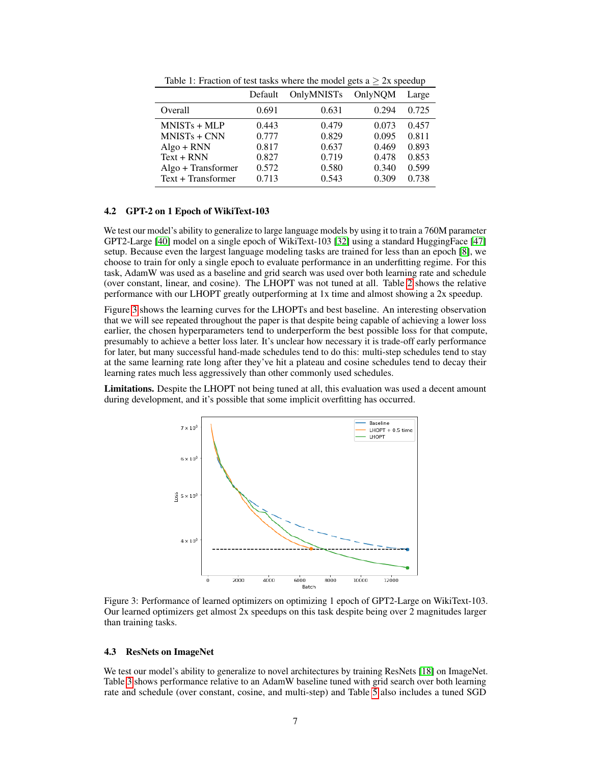Table 1: Fraction of test tasks where the model gets a $\geq$ 2x speedup

| | Default | OnlyMNISTs | OnlyNQM | Large |
|---|---|---|---|---|
| Overall | 0.691 | 0.631 | 0.294 | 0.725 |
| MNISTs + MLP | 0.443 | 0.479 | 0.073 | 0.457 |
| MNISTs + CNN | 0.777 | 0.829 | 0.095 | 0.811 |
| Algo + RNN | 0.817 | 0.637 | 0.469 | 0.893 |
| Text + RNN | 0.827 | 0.719 | 0.478 | 0.853 |
| Algo + Transformer | 0.572 | 0.580 | 0.340 | 0.599 |
| Text + Transformer | 0.713 | 0.543 | 0.309 | 0.738 |

### 4.2 GPT-2 on 1 Epoch of WikiText-103

We test our model's ability to generalize to large language models by using it to train a 760M parameter GPT2-Large [40] model on a single epoch of WikiText-103 [32] using a standard HuggingFace [47] setup. Because even the largest language modeling tasks are trained for less than an epoch [8], we choose to train for only a single epoch to evaluate performance in an underfitting regime. For this task, AdamW was used as a baseline and grid search was used over both learning rate and schedule (over constant, linear, and cosine). The LHOPT was not tuned at all. Table 2 shows the relative performance with our LHOPT greatly outperforming at 1x time and almost showing a 2x speedup.

Figure 3 shows the learning curves for the LHOPTs and best baseline. An interesting observation that we will see repeated throughout the paper is that despite being capable of achieving a lower loss earlier, the chosen hyperparameters tend to underperform the best possible loss for that compute, presumably to achieve a better loss later. It's unclear how necessary it is trade-off early performance for later, but many successful hand-made schedules tend to do this: multi-step schedules tend to stay at the same learning rate long after they've hit a plateau and cosine schedules tend to decay their learning rates much less aggressively than other commonly used schedules.

**Limitations.** Despite the LHOPT not being tuned at all, this evaluation was used a decent amount during development, and it's possible that some implicit overfitting has occurred.

Figure 3: Performance of learned optimizers on optimizing 1 epoch of GPT2-Large on WikiText-103. Our learned optimizers get almost 2x speedups on this task despite being over 2 magnitudes larger than training tasks.

### 4.3 ResNets on ImageNet

We test our model's ability to generalize to novel architectures by training ResNets [18] on ImageNet. Table 3 shows performance relative to an AdamW baseline tuned with grid search over both learning rate and schedule (over constant, cosine, and multi-step) and Table 5 also includes a tuned SGD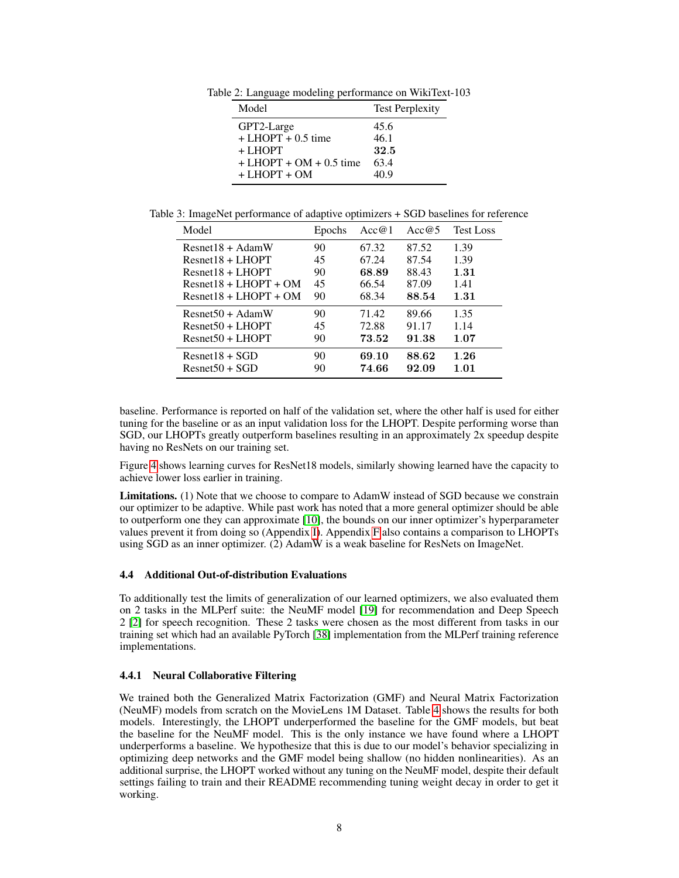Table 2: Language modeling performance on WikiText-103

| Model | Test Perplexity |
|---|---|
| GPT2-Large | 45.6 |
| + LHOPT + 0.5 time | 46.1 |
| + LHOPT | **32.5** |
| + LHOPT + OM + 0.5 time | 63.4 |
| + LHOPT + OM | 40.9 |

Table 3: ImageNet performance of adaptive optimizers + SGD baselines for reference

| Model | Epochs | Acc@1 | Acc@5 | Test Loss |
|---|---|---|---|---|
| Resnet18 + AdamW | 90 | 67.32 | 87.52 | 1.39 |
| Resnet18 + LHOPT | 45 | 67.24 | 87.54 | 1.39 |
| Resnet18 + LHOPT | 90 | **68.89** | 88.43 | **1.31** |
| Resnet18 + LHOPT + OM | 45 | 66.54 | 87.09 | 1.41 |
| Resnet18 + LHOPT + OM | 90 | 68.34 | **88.54** | **1.31** |
| Resnet50 + AdamW | 90 | 71.42 | 89.66 | 1.35 |
| Resnet50 + LHOPT | 45 | 72.88 | 91.17 | 1.14 |
| Resnet50 + LHOPT | 90 | **73.52** | **91.38** | **1.07** |
| Resnet18 + SGD | 90 | **69.10** | **88.62** | **1.26** |
| Resnet50 + SGD | 90 | **74.66** | **92.09** | **1.01** |

baseline. Performance is reported on half of the validation set, where the other half is used for either tuning for the baseline or as an input validation loss for the LHOPT. Despite performing worse than SGD, our LHOPTs greatly outperform baselines resulting in an approximately 2x speedup despite having no ResNets on our training set.

Figure 4 shows learning curves for ResNet18 models, similarly showing learned have the capacity to achieve lower loss earlier in training.

**Limitations.** (1) Note that we choose to compare to AdamW instead of SGD because we constrain our optimizer to be adaptive. While past work has noted that a more general optimizer should be able to outperform one they can approximate [10], the bounds on our inner optimizer's hyperparameter values prevent it from doing so (Appendix I). Appendix F also contains a comparison to LHOPTs using SGD as an inner optimizer. (2) AdamW is a weak baseline for ResNets on ImageNet.

### 4.4 Additional Out-of-distribution Evaluations

To additionally test the limits of generalization of our learned optimizers, we also evaluated them on 2 tasks in the MLPerf suite: the NeuMF model [19] for recommendation and Deep Speech 2 [2] for speech recognition. These 2 tasks were chosen as the most different from tasks in our training set which had an available PyTorch [38] implementation from the MLPerf training reference implementations.

#### 4.4.1 Neural Collaborative Filtering

We trained both the Generalized Matrix Factorization (GMF) and Neural Matrix Factorization (NeuMF) models from scratch on the MovieLens 1M Dataset. Table 4 shows the results for both models. Interestingly, the LHOPT underperformed the baseline for the GMF models, but beat the baseline for the NeuMF model. This is the only instance we have found where a LHOPT underperforms a baseline. We hypothesize that this is due to our model's behavior specializing in optimizing deep networks and the GMF model being shallow (no hidden nonlinearities). As an additional surprise, the LHOPT worked without any tuning on the NeuMF model, despite their default settings failing to train and their README recommending tuning weight decay in order to get it working.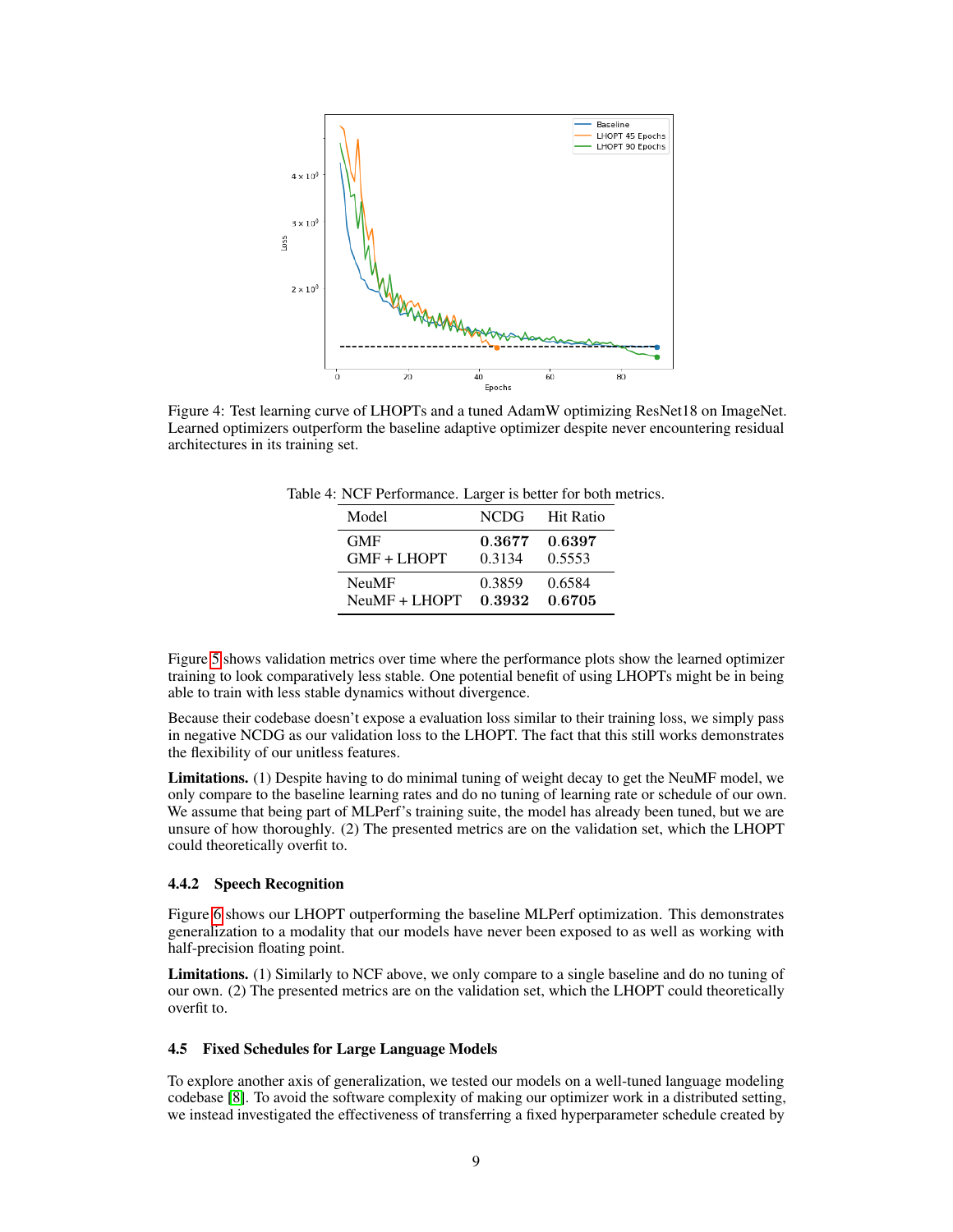Figure 4: Test learning curve of LHOPTs and a tuned AdamW optimizing ResNet18 on ImageNet. Learned optimizers outperform the baseline adaptive optimizer despite never encountering residual architectures in its training set.

Table 4: NCF Performance. Larger is better for both metrics.

| Model | NCDG | Hit Ratio |
|---|---|---|
| GMF | **0.3677** | **0.6397** |
| GMF + LHOPT | 0.3134 | 0.5553 |
| NeuMF | 0.3859 | 0.6584 |
| NeuMF + LHOPT | **0.3932** | **0.6705** |

Figure 5 shows validation metrics over time where the performance plots show the learned optimizer training to look comparatively less stable. One potential benefit of using LHOPTs might be in being able to train with less stable dynamics without divergence.

Because their codebase doesn't expose a evaluation loss similar to their training loss, we simply pass in negative NCDG as our validation loss to the LHOPT. The fact that this still works demonstrates the flexibility of our unitless features.

**Limitations.** (1) Despite having to do minimal tuning of weight decay to get the NeuMF model, we only compare to the baseline learning rates and do no tuning of learning rate or schedule of our own. We assume that being part of MLPerf's training suite, the model has already been tuned, but we are unsure of how thoroughly. (2) The presented metrics are on the validation set, which the LHOPT could theoretically overfit to.

### 4.4.2 Speech Recognition

Figure 6 shows our LHOPT outperforming the baseline MLPerf optimization. This demonstrates generalization to a modality that our models have never been exposed to as well as working with half-precision floating point.

**Limitations.** (1) Similarly to NCF above, we only compare to a single baseline and do no tuning of our own. (2) The presented metrics are on the validation set, which the LHOPT could theoretically overfit to.

## 4.5 Fixed Schedules for Large Language Models

To explore another axis of generalization, we tested our models on a well-tuned language modeling codebase [8]. To avoid the software complexity of making our optimizer work in a distributed setting, we instead investigated the effectiveness of transferring a fixed hyperparameter schedule created by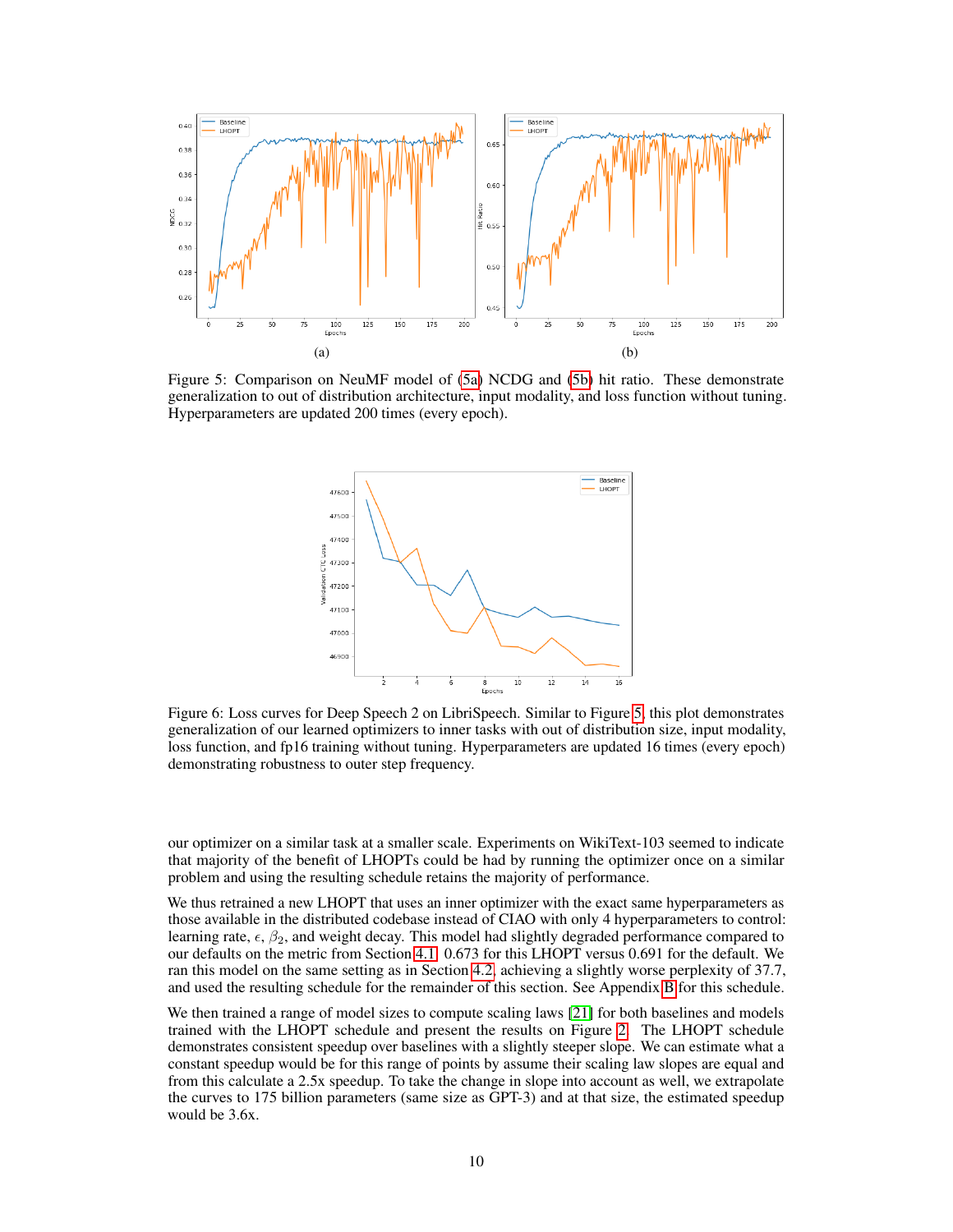(a)

(b)

Figure 5: Comparison on NeuMF model of (5a) NCDG and (5b) hit ratio. These demonstrate generalization to out of distribution architecture, input modality, and loss function without tuning. Hyperparameters are updated 200 times (every epoch).

Figure 6: Loss curves for Deep Speech 2 on LibriSpeech. Similar to Figure 5, this plot demonstrates generalization of our learned optimizers to inner tasks with out of distribution size, input modality, loss function, and fp16 training without tuning. Hyperparameters are updated 16 times (every epoch) demonstrating robustness to outer step frequency.

our optimizer on a similar task at a smaller scale. Experiments on WikiText-103 seemed to indicate that majority of the benefit of LHOPTs could be had by running the optimizer once on a similar problem and using the resulting schedule retains the majority of performance.

We thus retrained a new LHOPT that uses an inner optimizer with the exact same hyperparameters as those available in the distributed codebase instead of CIAO with only 4 hyperparameters to control: learning rate, $\epsilon$, $\beta_2$, and weight decay. This model had slightly degraded performance compared to our defaults on the metric from Section 4.1: 0.673 for this LHOPT versus 0.691 for the default. We ran this model on the same setting as in Section 4.2, achieving a slightly worse perplexity of 37.7, and used the resulting schedule for the remainder of this section. See Appendix B for this schedule.

We then trained a range of model sizes to compute scaling laws [21] for both baselines and models trained with the LHOPT schedule and present the results on Figure 2. The LHOPT schedule demonstrates consistent speedup over baselines with a slightly steeper slope. We can estimate what a constant speedup would be for this range of points by assume their scaling law slopes are equal and from this calculate a 2.5x speedup. To take the change in slope into account as well, we extrapolate the curves to 175 billion parameters (same size as GPT-3) and at that size, the estimated speedup would be 3.6x.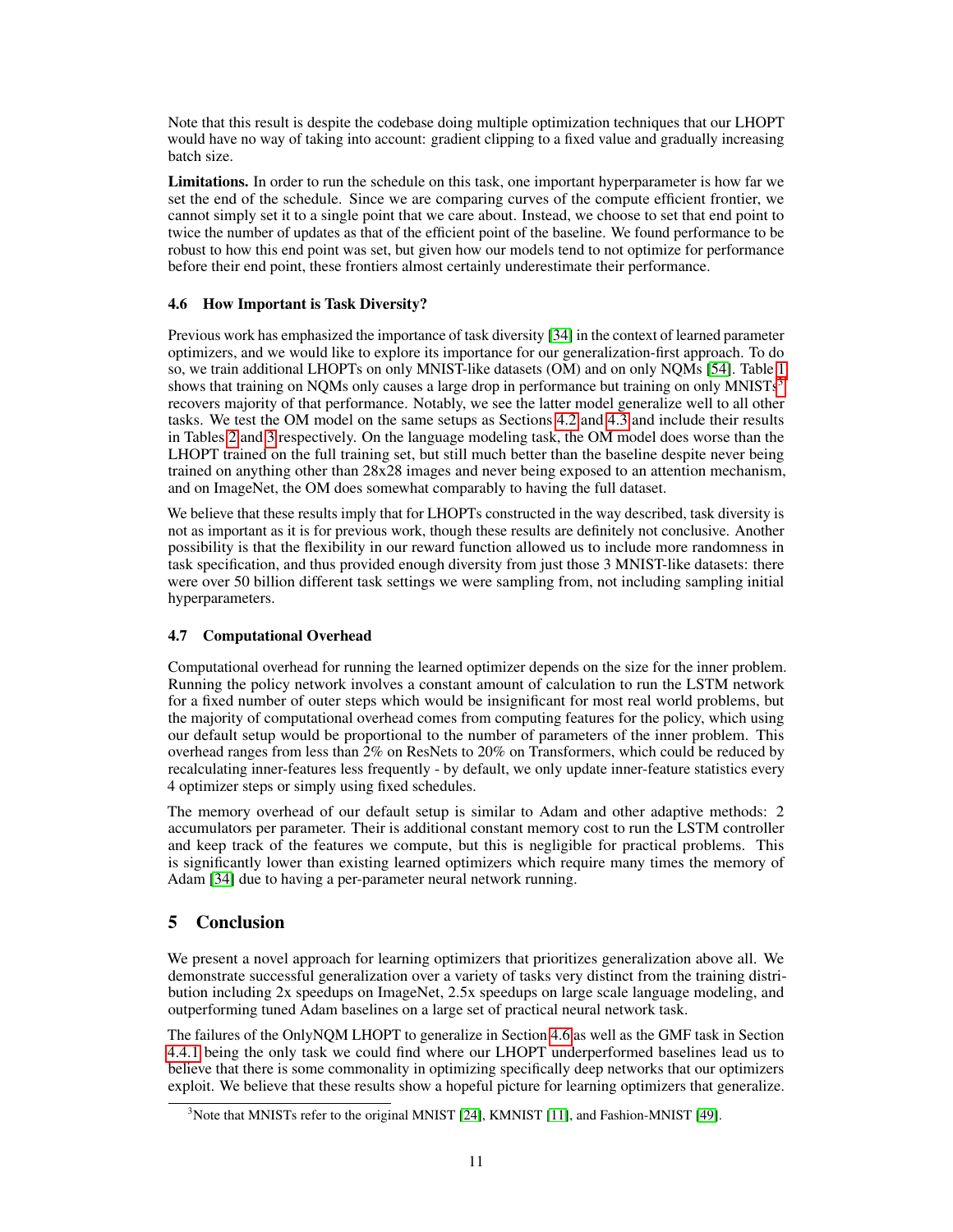Note that this result is despite the codebase doing multiple optimization techniques that our LHOPT would have no way of taking into account: gradient clipping to a fixed value and gradually increasing batch size.

**Limitations.** In order to run the schedule on this task, one important hyperparameter is how far we set the end of the schedule. Since we are comparing curves of the compute efficient frontier, we cannot simply set it to a single point that we care about. Instead, we choose to set that end point to twice the number of updates as that of the efficient point of the baseline. We found performance to be robust to how this end point was set, but given how our models tend to not optimize for performance before their end point, these frontiers almost certainly underestimate their performance.

### 4.6 How Important is Task Diversity?

Previous work has emphasized the importance of task diversity [34] in the context of learned parameter optimizers, and we would like to explore its importance for our generalization-first approach. To do so, we train additional LHOPTs on only MNIST-like datasets (OM) and on only NQMs [54]. Table 1 shows that training on NQMs only causes a large drop in performance but training on only MNISTs[3] recovers majority of that performance. Notably, we see the latter model generalize well to all other tasks. We test the OM model on the same setups as Sections 4.2 and 4.3 and include their results in Tables 2 and 3 respectively. On the language modeling task, the OM model does worse than the LHOPT trained on the full training set, but still much better than the baseline despite never being trained on anything other than 28x28 images and never being exposed to an attention mechanism, and on ImageNet, the OM does somewhat comparably to having the full dataset.

We believe that these results imply that for LHOPTs constructed in the way described, task diversity is not as important as it is for previous work, though these results are definitely not conclusive. Another possibility is that the flexibility in our reward function allowed us to include more randomness in task specification, and thus provided enough diversity from just those 3 MNIST-like datasets: there were over 50 billion different task settings we were sampling from, not including sampling initial hyperparameters.

### 4.7 Computational Overhead

Computational overhead for running the learned optimizer depends on the size for the inner problem. Running the policy network involves a constant amount of calculation to run the LSTM network for a fixed number of outer steps which would be insignificant for most real world problems, but the majority of computational overhead comes from computing features for the policy, which using our default setup would be proportional to the number of parameters of the inner problem. This overhead ranges from less than 2% on ResNets to 20% on Transformers, which could be reduced by recalculating inner-features less frequently - by default, we only update inner-feature statistics every 4 optimizer steps or simply using fixed schedules.

The memory overhead of our default setup is similar to Adam and other adaptive methods: 2 accumulators per parameter. Their is additional constant memory cost to run the LSTM controller and keep track of the features we compute, but this is negligible for practical problems. This is significantly lower than existing learned optimizers which require many times the memory of Adam [34] due to having a per-parameter neural network running.

## 5 Conclusion

We present a novel approach for learning optimizers that prioritizes generalization above all. We demonstrate successful generalization over a variety of tasks very distinct from the training distribution including 2x speedups on ImageNet, 2.5x speedups on large scale language modeling, and outperforming tuned Adam baselines on a large set of practical neural network task.

The failures of the OnlyNQM LHOPT to generalize in Section 4.6 as well as the GMF task in Section 4.4.1 being the only task we could find where our LHOPT underperformed baselines lead us to believe that there is some commonality in optimizing specifically deep networks that our optimizers exploit. We believe that these results show a hopeful picture for learning optimizers that generalize.

[3] Note that MNISTs refer to the original MNIST [24], KMNIST [11], and Fashion-MNIST [49].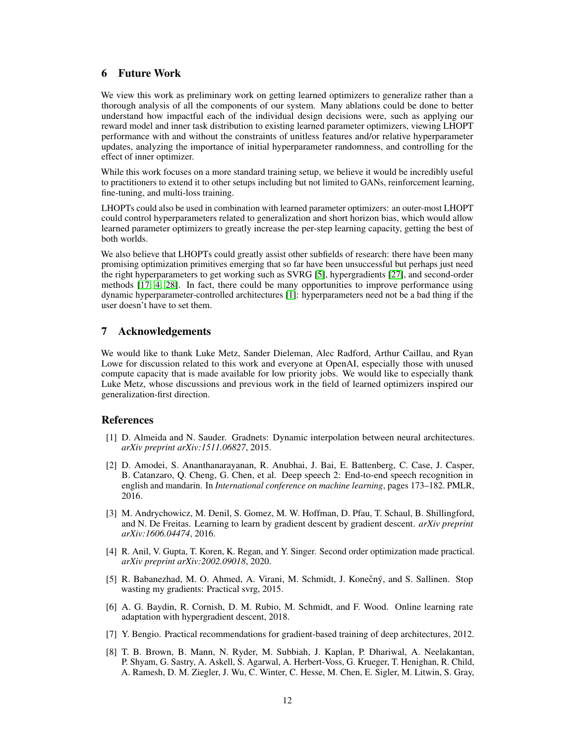## 6 Future Work

We view this work as preliminary work on getting learned optimizers to generalize rather than a thorough analysis of all the components of our system. Many ablations could be done to better understand how impactful each of the individual design decisions were, such as applying our reward model and inner task distribution to existing learned parameter optimizers, viewing LHOPT performance with and without the constraints of unitless features and/or relative hyperparameter updates, analyzing the importance of initial hyperparameter randomness, and controlling for the effect of inner optimizer.

While this work focuses on a more standard training setup, we believe it would be incredibly useful to practitioners to extend it to other setups including but not limited to GANs, reinforcement learning, fine-tuning, and multi-loss training.

LHOPTs could also be used in combination with learned parameter optimizers: an outer-most LHOPT could control hyperparameters related to generalization and short horizon bias, which would allow learned parameter optimizers to greatly increase the per-step learning capacity, getting the best of both worlds.

We also believe that LHOPTs could greatly assist other subfields of research: there have been many promising optimization primitives emerging that so far have been unsuccessful but perhaps just need the right hyperparameters to get working such as SVRG [5], hypergradients [27], and second-order methods [17, 4, 28]. In fact, there could be many opportunities to improve performance using dynamic hyperparameter-controlled architectures [1]: hyperparameters need not be a bad thing if the user doesn't have to set them.

## 7 Acknowledgements

We would like to thank Luke Metz, Sander Dieleman, Alec Radford, Arthur Caillau, and Ryan Lowe for discussion related to this work and everyone at OpenAI, especially those with unused compute capacity that is made available for low priority jobs. We would like to especially thank Luke Metz, whose discussions and previous work in the field of learned optimizers inspired our generalization-first direction.

## References

[1] D. Almeida and N. Sauder. Gradnets: Dynamic interpolation between neural architectures. *arXiv preprint arXiv:1511.06827*, 2015.

[2] D. Amodei, S. Ananthanarayanan, R. Anubhai, J. Bai, E. Battenberg, C. Case, J. Casper, B. Catanzaro, Q. Cheng, G. Chen, et al. Deep speech 2: End-to-end speech recognition in english and mandarin. In *International conference on machine learning*, pages 173–182. PMLR, 2016.

[3] M. Andrychowicz, M. Denil, S. Gomez, M. W. Hoffman, D. Pfau, T. Schaul, B. Shillingford, and N. De Freitas. Learning to learn by gradient descent by gradient descent. *arXiv preprint arXiv:1606.04474*, 2016.

[4] R. Anil, V. Gupta, T. Koren, K. Regan, and Y. Singer. Second order optimization made practical. *arXiv preprint arXiv:2002.09018*, 2020.

[5] R. Babanezhad, M. O. Ahmed, A. Virani, M. Schmidt, J. Konečný, and S. Sallinen. Stop wasting my gradients: Practical svrg, 2015.

[6] A. G. Baydin, R. Cornish, D. M. Rubio, M. Schmidt, and F. Wood. Online learning rate adaptation with hypergradient descent, 2018.

[7] Y. Bengio. Practical recommendations for gradient-based training of deep architectures, 2012.

[8] T. B. Brown, B. Mann, N. Ryder, M. Subbiah, J. Kaplan, P. Dhariwal, A. Neelakantan, P. Shyam, G. Sastry, A. Askell, S. Agarwal, A. Herbert-Voss, G. Krueger, T. Henighan, R. Child, A. Ramesh, D. M. Ziegler, J. Wu, C. Winter, C. Hesse, M. Chen, E. Sigler, M. Litwin, S. Gray,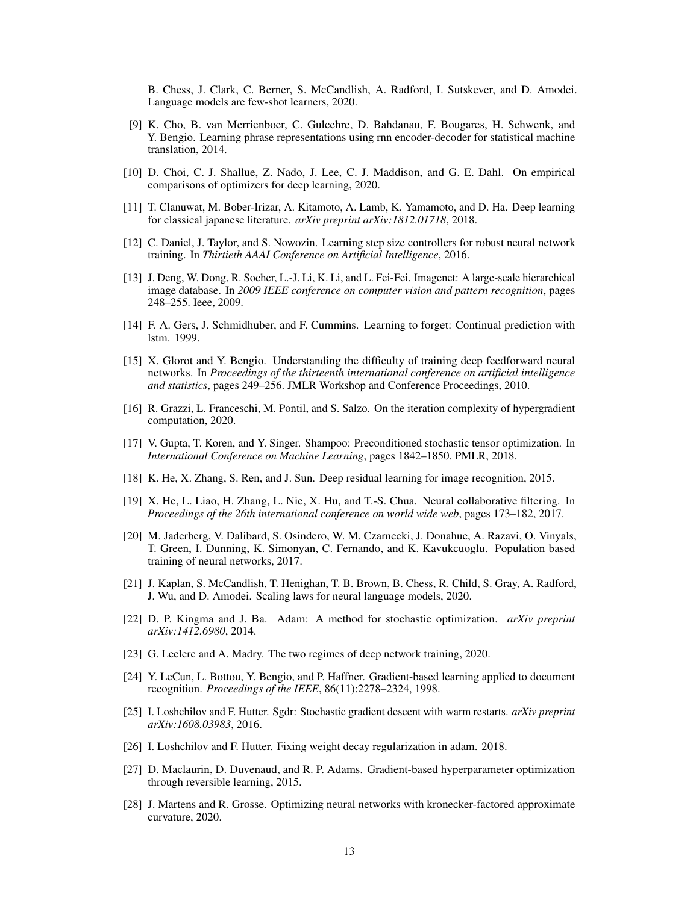B. Chess, J. Clark, C. Berner, S. McCandlish, A. Radford, I. Sutskever, and D. Amodei. Language models are few-shot learners, 2020.

[9] K. Cho, B. van Merrienboer, C. Gulcehre, D. Bahdanau, F. Bougares, H. Schwenk, and Y. Bengio. Learning phrase representations using rnn encoder-decoder for statistical machine translation, 2014.

[10] D. Choi, C. J. Shallue, Z. Nado, J. Lee, C. J. Maddison, and G. E. Dahl. On empirical comparisons of optimizers for deep learning, 2020.

[11] T. Clanuwat, M. Bober-Irizar, A. Kitamoto, A. Lamb, K. Yamamoto, and D. Ha. Deep learning for classical japanese literature. *arXiv preprint arXiv:1812.01718*, 2018.

[12] C. Daniel, J. Taylor, and S. Nowozin. Learning step size controllers for robust neural network training. In *Thirtieth AAAI Conference on Artificial Intelligence*, 2016.

[13] J. Deng, W. Dong, R. Socher, L.-J. Li, K. Li, and L. Fei-Fei. Imagenet: A large-scale hierarchical image database. In *2009 IEEE conference on computer vision and pattern recognition*, pages 248–255. Ieee, 2009.

[14] F. A. Gers, J. Schmidhuber, and F. Cummins. Learning to forget: Continual prediction with lstm. 1999.

[15] X. Glorot and Y. Bengio. Understanding the difficulty of training deep feedforward neural networks. In *Proceedings of the thirteenth international conference on artificial intelligence and statistics*, pages 249–256. JMLR Workshop and Conference Proceedings, 2010.

[16] R. Grazzi, L. Franceschi, M. Pontil, and S. Salzo. On the iteration complexity of hypergradient computation, 2020.

[17] V. Gupta, T. Koren, and Y. Singer. Shampoo: Preconditioned stochastic tensor optimization. In *International Conference on Machine Learning*, pages 1842–1850. PMLR, 2018.

[18] K. He, X. Zhang, S. Ren, and J. Sun. Deep residual learning for image recognition, 2015.

[19] X. He, L. Liao, H. Zhang, L. Nie, X. Hu, and T.-S. Chua. Neural collaborative filtering. In *Proceedings of the 26th international conference on world wide web*, pages 173–182, 2017.

[20] M. Jaderberg, V. Dalibard, S. Osindero, W. M. Czarnecki, J. Donahue, A. Razavi, O. Vinyals, T. Green, I. Dunning, K. Simonyan, C. Fernando, and K. Kavukcuoglu. Population based training of neural networks, 2017.

[21] J. Kaplan, S. McCandlish, T. Henighan, T. B. Brown, B. Chess, R. Child, S. Gray, A. Radford, J. Wu, and D. Amodei. Scaling laws for neural language models, 2020.

[22] D. P. Kingma and J. Ba. Adam: A method for stochastic optimization. *arXiv preprint arXiv:1412.6980*, 2014.

[23] G. Leclerc and A. Madry. The two regimes of deep network training, 2020.

[24] Y. LeCun, L. Bottou, Y. Bengio, and P. Haffner. Gradient-based learning applied to document recognition. *Proceedings of the IEEE*, 86(11):2278–2324, 1998.

[25] I. Loshchilov and F. Hutter. Sgdr: Stochastic gradient descent with warm restarts. *arXiv preprint arXiv:1608.03983*, 2016.

[26] I. Loshchilov and F. Hutter. Fixing weight decay regularization in adam. 2018.

[27] D. Maclaurin, D. Duvenaud, and R. P. Adams. Gradient-based hyperparameter optimization through reversible learning, 2015.

[28] J. Martens and R. Grosse. Optimizing neural networks with kronecker-factored approximate curvature, 2020.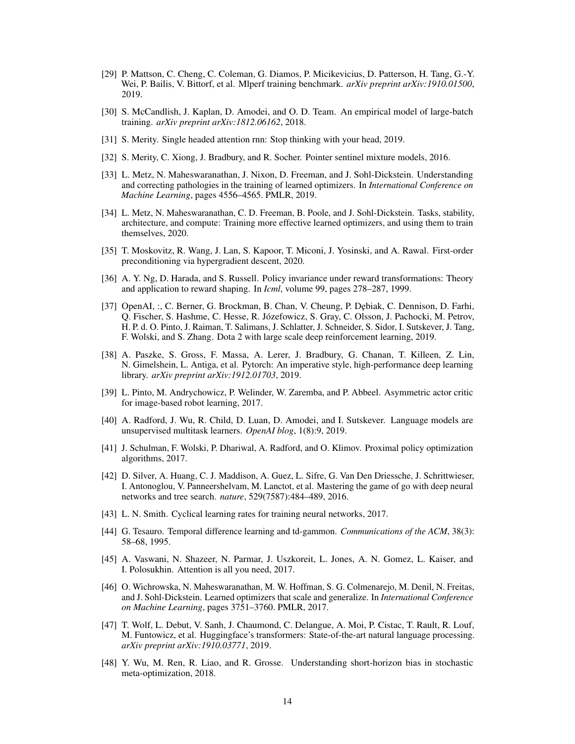[29] P. Mattson, C. Cheng, C. Coleman, G. Diamos, P. Micikevicius, D. Patterson, H. Tang, G.-Y. Wei, P. Bailis, V. Bittorf, et al. Mlperf training benchmark. *arXiv preprint arXiv:1910.01500*, 2019.

[30] S. McCandlish, J. Kaplan, D. Amodei, and O. D. Team. An empirical model of large-batch training. *arXiv preprint arXiv:1812.06162*, 2018.

[31] S. Merity. Single headed attention rnn: Stop thinking with your head, 2019.

[32] S. Merity, C. Xiong, J. Bradbury, and R. Socher. Pointer sentinel mixture models, 2016.

[33] L. Metz, N. Maheswaranathan, J. Nixon, D. Freeman, and J. Sohl-Dickstein. Understanding and correcting pathologies in the training of learned optimizers. In *International Conference on Machine Learning*, pages 4556–4565. PMLR, 2019.

[34] L. Metz, N. Maheswaranathan, C. D. Freeman, B. Poole, and J. Sohl-Dickstein. Tasks, stability, architecture, and compute: Training more effective learned optimizers, and using them to train themselves, 2020.

[35] T. Moskovitz, R. Wang, J. Lan, S. Kapoor, T. Miconi, J. Yosinski, and A. Rawal. First-order preconditioning via hypergradient descent, 2020.

[36] A. Y. Ng, D. Harada, and S. Russell. Policy invariance under reward transformations: Theory and application to reward shaping. In *Icml*, volume 99, pages 278–287, 1999.

[37] OpenAI, :, C. Berner, G. Brockman, B. Chan, V. Cheung, P. Dębiak, C. Dennison, D. Farhi, Q. Fischer, S. Hashme, C. Hesse, R. Józefowicz, S. Gray, C. Olsson, J. Pachocki, M. Petrov, H. P. d. O. Pinto, J. Raiman, T. Salimans, J. Schlatter, J. Schneider, S. Sidor, I. Sutskever, J. Tang, F. Wolski, and S. Zhang. Dota 2 with large scale deep reinforcement learning, 2019.

[38] A. Paszke, S. Gross, F. Massa, A. Lerer, J. Bradbury, G. Chanan, T. Killeen, Z. Lin, N. Gimelshein, L. Antiga, et al. Pytorch: An imperative style, high-performance deep learning library. *arXiv preprint arXiv:1912.01703*, 2019.

[39] L. Pinto, M. Andrychowicz, P. Welinder, W. Zaremba, and P. Abbeel. Asymmetric actor critic for image-based robot learning, 2017.

[40] A. Radford, J. Wu, R. Child, D. Luan, D. Amodei, and I. Sutskever. Language models are unsupervised multitask learners. *OpenAI blog*, 1(8):9, 2019.

[41] J. Schulman, F. Wolski, P. Dhariwal, A. Radford, and O. Klimov. Proximal policy optimization algorithms, 2017.

[42] D. Silver, A. Huang, C. J. Maddison, A. Guez, L. Sifre, G. Van Den Driessche, J. Schrittwieser, I. Antonoglou, V. Panneershelvam, M. Lanctot, et al. Mastering the game of go with deep neural networks and tree search. *nature*, 529(7587):484–489, 2016.

[43] L. N. Smith. Cyclical learning rates for training neural networks, 2017.

[44] G. Tesauro. Temporal difference learning and td-gammon. *Communications of the ACM*, 38(3): 58–68, 1995.

[45] A. Vaswani, N. Shazeer, N. Parmar, J. Uszkoreit, L. Jones, A. N. Gomez, L. Kaiser, and I. Polosukhin. Attention is all you need, 2017.

[46] O. Wichrowska, N. Maheswaranathan, M. W. Hoffman, S. G. Colmenarejo, M. Denil, N. Freitas, and J. Sohl-Dickstein. Learned optimizers that scale and generalize. In *International Conference on Machine Learning*, pages 3751–3760. PMLR, 2017.

[47] T. Wolf, L. Debut, V. Sanh, J. Chaumond, C. Delangue, A. Moi, P. Cistac, T. Rault, R. Louf, M. Funtowicz, et al. Huggingface's transformers: State-of-the-art natural language processing. *arXiv preprint arXiv:1910.03771*, 2019.

[48] Y. Wu, M. Ren, R. Liao, and R. Grosse. Understanding short-horizon bias in stochastic meta-optimization, 2018.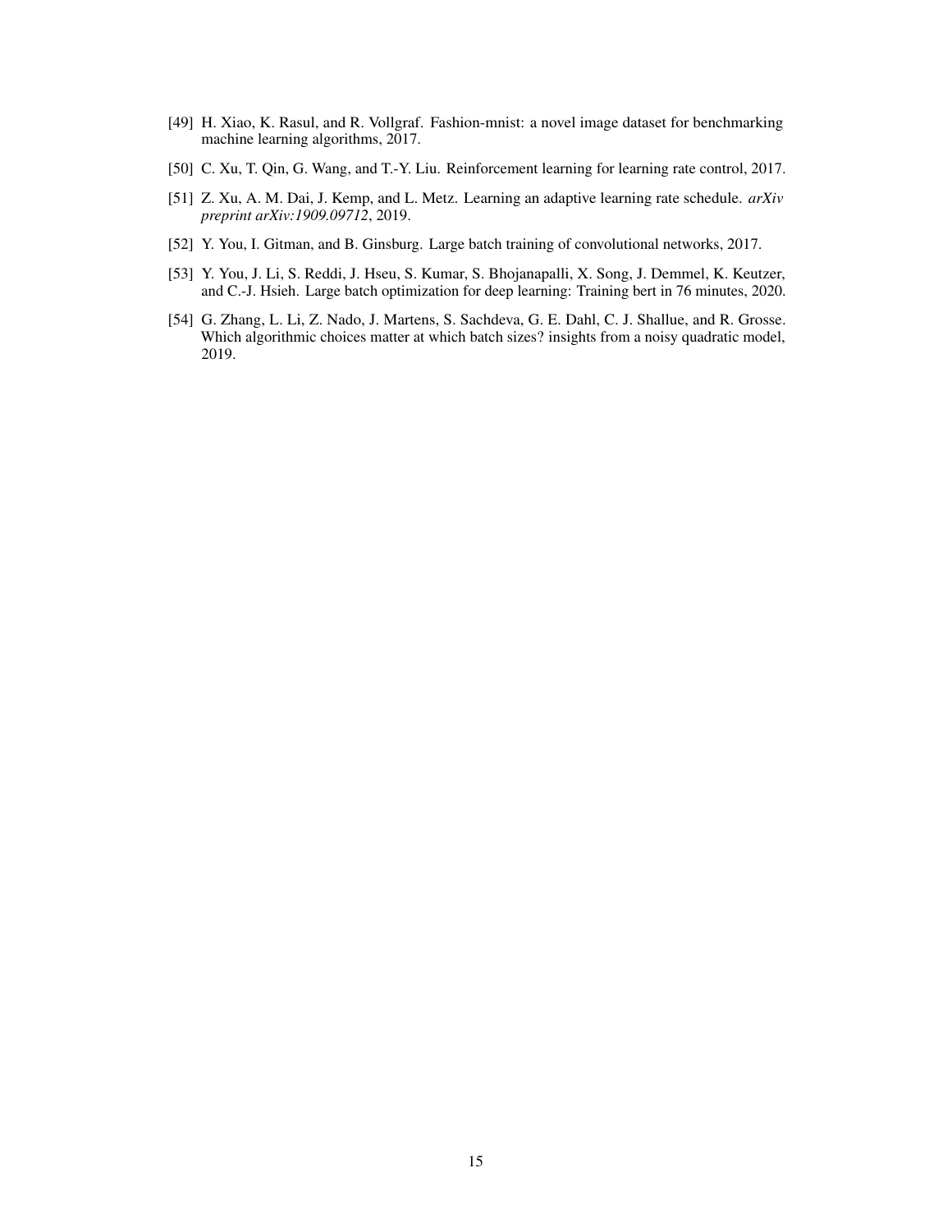[49] H. Xiao, K. Rasul, and R. Vollgraf. Fashion-mnist: a novel image dataset for benchmarking machine learning algorithms, 2017.

[50] C. Xu, T. Qin, G. Wang, and T.-Y. Liu. Reinforcement learning for learning rate control, 2017.

[51] Z. Xu, A. M. Dai, J. Kemp, and L. Metz. Learning an adaptive learning rate schedule. *arXiv preprint arXiv:1909.09712*, 2019.

[52] Y. You, I. Gitman, and B. Ginsburg. Large batch training of convolutional networks, 2017.

[53] Y. You, J. Li, S. Reddi, J. Hseu, S. Kumar, S. Bhojanapalli, X. Song, J. Demmel, K. Keutzer, and C.-J. Hsieh. Large batch optimization for deep learning: Training bert in 76 minutes, 2020.

[54] G. Zhang, L. Li, Z. Nado, J. Martens, S. Sachdeva, G. E. Dahl, C. J. Shallue, and R. Grosse. Which algorithmic choices matter at which batch sizes? insights from a noisy quadratic model, 2019.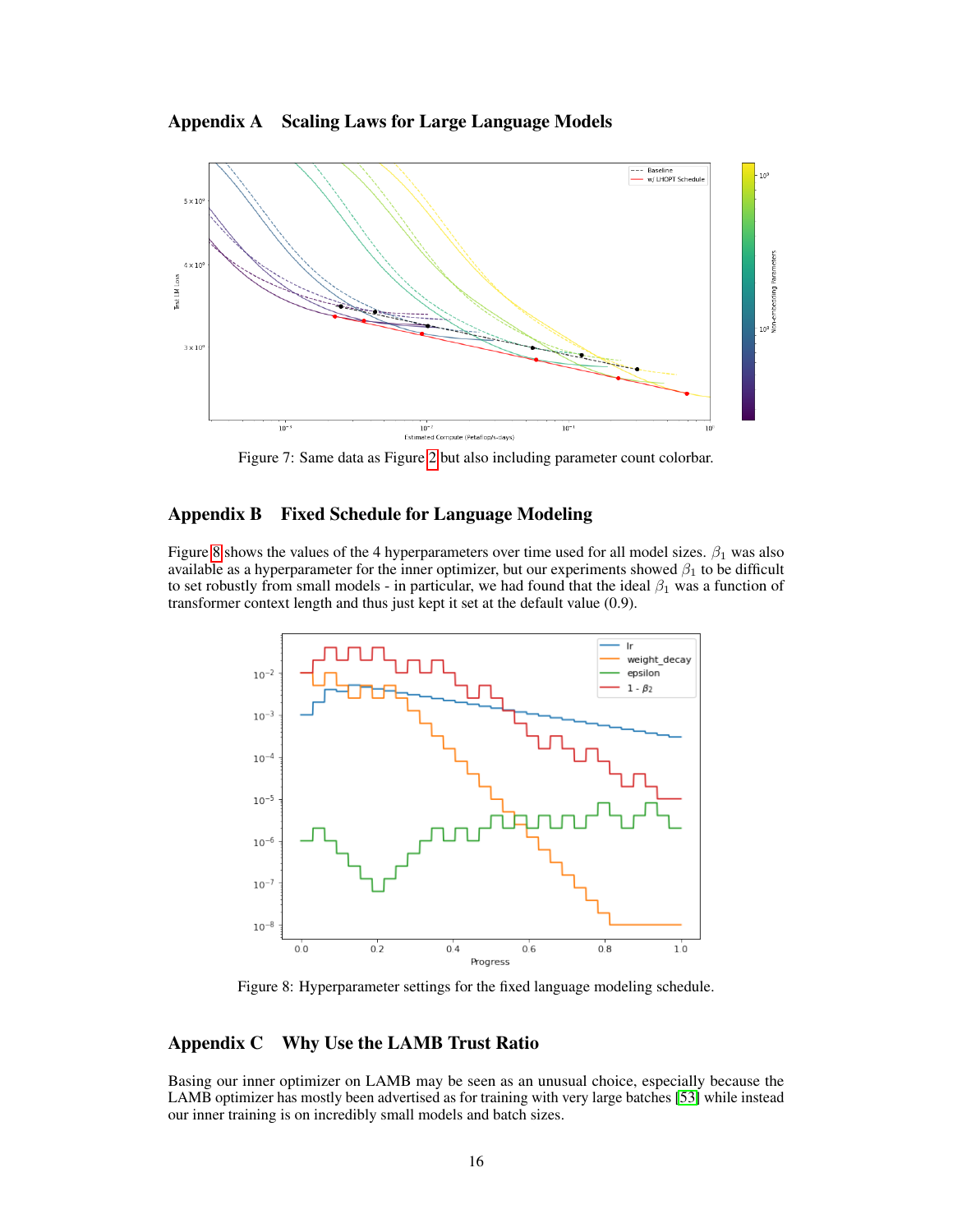## Appendix A Scaling Laws for Large Language Models

Figure 7: Same data as Figure 2 but also including parameter count colorbar.

## Appendix B Fixed Schedule for Language Modeling

Figure 8 shows the values of the 4 hyperparameters over time used for all model sizes. $\beta_1$ was also available as a hyperparameter for the inner optimizer, but our experiments showed $\beta_1$ to be difficult to set robustly from small models - in particular, we had found that the ideal $\beta_1$ was a function of transformer context length and thus just kept it set at the default value (0.9).

Figure 8: Hyperparameter settings for the fixed language modeling schedule.

## Appendix C Why Use the LAMB Trust Ratio

Basing our inner optimizer on LAMB may be seen as an unusual choice, especially because the LAMB optimizer has mostly been advertised as for training with very large batches [53] while instead our inner training is on incredibly small models and batch sizes.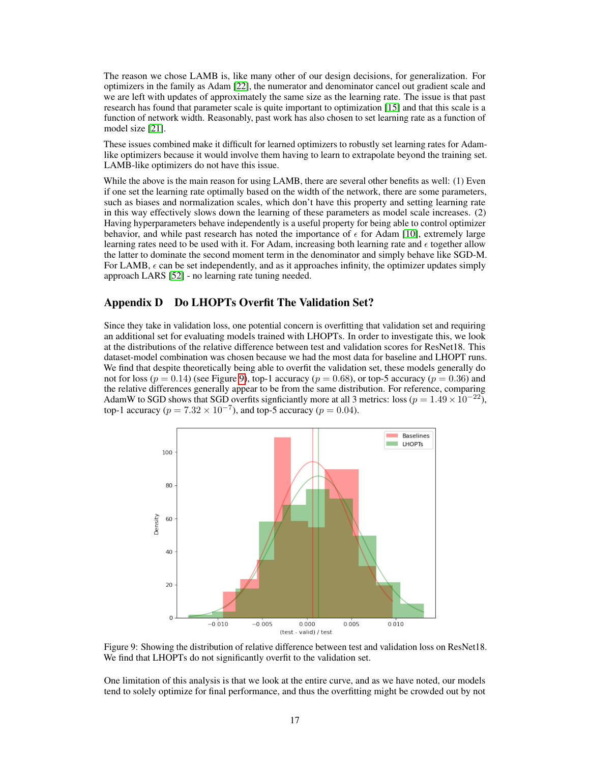The reason we chose LAMB is, like many other of our design decisions, for generalization. For optimizers in the family as Adam [22], the numerator and denominator cancel out gradient scale and we are left with updates of approximately the same size as the learning rate. The issue is that past research has found that parameter scale is quite important to optimization [15] and that this scale is a function of network width. Reasonably, past work has also chosen to set learning rate as a function of model size [21].

These issues combined make it difficult for learned optimizers to robustly set learning rates for Adam-like optimizers because it would involve them having to learn to extrapolate beyond the training set. LAMB-like optimizers do not have this issue.

While the above is the main reason for using LAMB, there are several other benefits as well: (1) Even if one set the learning rate optimally based on the width of the network, there are some parameters, such as biases and normalization scales, which don't have this property and setting learning rate in this way effectively slows down the learning of these parameters as model scale increases. (2) Having hyperparameters behave independently is a useful property for being able to control optimizer behavior, and while past research has noted the importance of $\epsilon$ for Adam [10], extremely large learning rates need to be used with it. For Adam, increasing both learning rate and $\epsilon$ together allow the latter to dominate the second moment term in the denominator and simply behave like SGD-M. For LAMB, $\epsilon$ can be set independently, and as it approaches infinity, the optimizer updates simply approach LARS [52] - no learning rate tuning needed.

## Appendix D Do LHOPTs Overfit The Validation Set?

Since they take in validation loss, one potential concern is overfitting that validation set and requiring an additional set for evaluating models trained with LHOPTs. In order to investigate this, we look at the distributions of the relative difference between test and validation scores for ResNet18. This dataset-model combination was chosen because we had the most data for baseline and LHOPT runs. We find that despite theoretically being able to overfit the validation set, these models generally do not for loss ($p = 0.14$) (see Figure 9), top-1 accuracy ($p = 0.68$), or top-5 accuracy ($p = 0.36$) and the relative differences generally appear to be from the same distribution. For reference, comparing AdamW to SGD shows that SGD overfits signficiantly more at all 3 metrics: loss ($p = 1.49 \times 10^{-22}$), top-1 accuracy ($p = 7.32 \times 10^{-7}$), and top-5 accuracy ($p = 0.04$).

Figure 9: Showing the distribution of relative difference between test and validation loss on ResNet18. We find that LHOPTs do not significantly overfit to the validation set.

One limitation of this analysis is that we look at the entire curve, and as we have noted, our models tend to solely optimize for final performance, and thus the overfitting might be crowded out by not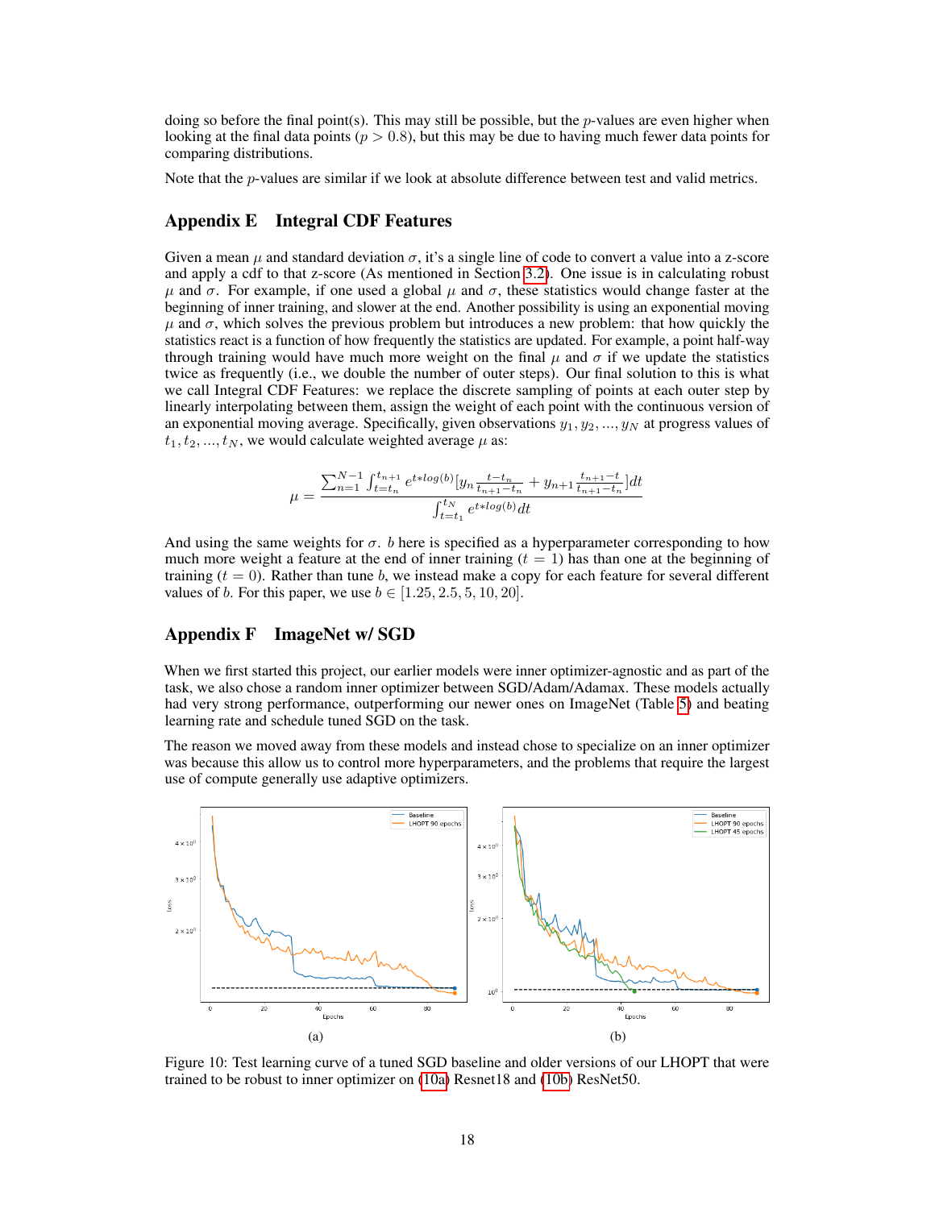doing so before the final point(s). This may still be possible, but the $p$-values are even higher when looking at the final data points ($p > 0.8$), but this may be due to having much fewer data points for comparing distributions.

Note that the $p$-values are similar if we look at absolute difference between test and valid metrics.

## Appendix E Integral CDF Features

Given a mean $\mu$ and standard deviation $\sigma$, it's a single line of code to convert a value into a z-score and apply a cdf to that z-score (As mentioned in Section 3.2). One issue is in calculating robust $\mu$ and $\sigma$. For example, if one used a global $\mu$ and $\sigma$, these statistics would change faster at the beginning of inner training, and slower at the end. Another possibility is using an exponential moving $\mu$ and $\sigma$, which solves the previous problem but introduces a new problem: that how quickly the statistics react is a function of how frequently the statistics are updated. For example, a point half-way through training would have much more weight on the final $\mu$ and $\sigma$ if we update the statistics twice as frequently (i.e., we double the number of outer steps). Our final solution to this is what we call Integral CDF Features: we replace the discrete sampling of points at each outer step by linearly interpolating between them, assign the weight of each point with the continuous version of an exponential moving average. Specifically, given observations $y_1, y_2, ..., y_N$ at progress values of $t_1, t_2, ..., t_N$, we would calculate weighted average $\mu$ as:

$$\mu = \frac{\sum_{n=1}^{N-1} \int_{t=t_n}^{t_{n+1}} e^{t*log(b)}[y_n \frac{t-t_n}{t_{n+1}-t_n} + y_{n+1} \frac{t_{n+1}-t}{t_{n+1}-t_n}]dt}{\int_{t=t_1}^{t_N} e^{t*log(b)}dt}$$

And using the same weights for $\sigma$. $b$ here is specified as a hyperparameter corresponding to how much more weight a feature at the end of inner training ($t = 1$) has than one at the beginning of training ($t = 0$). Rather than tune $b$, we instead make a copy for each feature for several different values of $b$. For this paper, we use $b \in [1.25, 2.5, 5, 10, 20]$.

## Appendix F ImageNet w/ SGD

When we first started this project, our earlier models were inner optimizer-agnostic and as part of the task, we also chose a random inner optimizer between SGD/Adam/Adamax. These models actually had very strong performance, outperforming our newer ones on ImageNet (Table 5) and beating learning rate and schedule tuned SGD on the task.

The reason we moved away from these models and instead chose to specialize on an inner optimizer was because this allow us to control more hyperparameters, and the problems that require the largest use of compute generally use adaptive optimizers.

(a)

(b)

Figure 10: Test learning curve of a tuned SGD baseline and older versions of our LHOPT that were trained to be robust to inner optimizer on (10a) Resnet18 and (10b) ResNet50.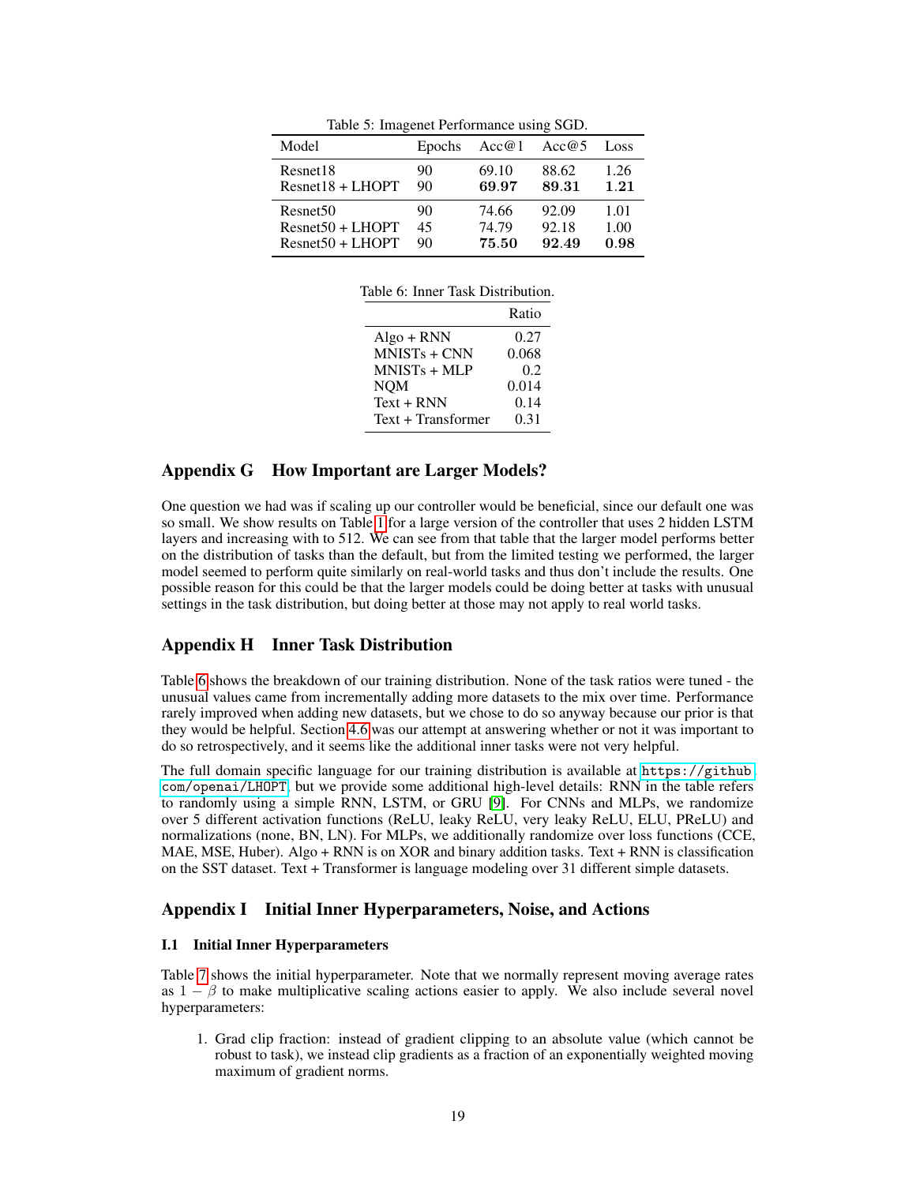Table 5: Imagenet Performance using SGD.

| Model | Epochs | Acc@1 | Acc@5 | Loss |
|---|---|---|---|---|
| Resnet18 | 90 | 69.10 | 88.62 | 1.26 |
| Resnet18 + LHOPT | 90 | **69.97** | **89.31** | **1.21** |
| Resnet50 | 90 | 74.66 | 92.09 | 1.01 |
| Resnet50 + LHOPT | 45 | 74.79 | 92.18 | 1.00 |
| Resnet50 + LHOPT | 90 | **75.50** | **92.49** | **0.98** |

Table 6: Inner Task Distribution.

| | Ratio |
|---|---|
| Algo + RNN | 0.27 |
| MNISTs + CNN | 0.068 |
| MNISTs + MLP | 0.2 |
| NQM | 0.014 |
| Text + RNN | 0.14 |
| Text + Transformer | 0.31 |

# Appendix G How Important are Larger Models?

One question we had was if scaling up our controller would be beneficial, since our default one was so small. We show results on Table 1 for a large version of the controller that uses 2 hidden LSTM layers and increasing with to 512. We can see from that table that the larger model performs better on the distribution of tasks than the default, but from the limited testing we performed, the larger model seemed to perform quite similarly on real-world tasks and thus don't include the results. One possible reason for this could be that the larger models could be doing better at tasks with unusual settings in the task distribution, but doing better at those may not apply to real world tasks.

# Appendix H Inner Task Distribution

Table 6 shows the breakdown of our training distribution. None of the task ratios were tuned - the unusual values came from incrementally adding more datasets to the mix over time. Performance rarely improved when adding new datasets, but we chose to do so anyway because our prior is that they would be helpful. Section 4.6 was our attempt at answering whether or not it was important to do so retrospectively, and it seems like the additional inner tasks were not very helpful.

The full domain specific language for our training distribution is available at https://github.com/openai/LHOPT, but we provide some additional high-level details: RNN in the table refers to randomly using a simple RNN, LSTM, or GRU [9]. For CNNs and MLPs, we randomize over 5 different activation functions (ReLU, leaky ReLU, very leaky ReLU, ELU, PReLU) and normalizations (none, BN, LN). For MLPs, we additionally randomize over loss functions (CCE, MAE, MSE, Huber). Algo + RNN is on XOR and binary addition tasks. Text + RNN is classification on the SST dataset. Text + Transformer is language modeling over 31 different simple datasets.

# Appendix I Initial Inner Hyperparameters, Noise, and Actions

## I.1 Initial Inner Hyperparameters

Table 7 shows the initial hyperparameter. Note that we normally represent moving average rates as $1 - \beta$ to make multiplicative scaling actions easier to apply. We also include several novel hyperparameters:

1. Grad clip fraction: instead of gradient clipping to an absolute value (which cannot be robust to task), we instead clip gradients as a fraction of an exponentially weighted moving maximum of gradient norms.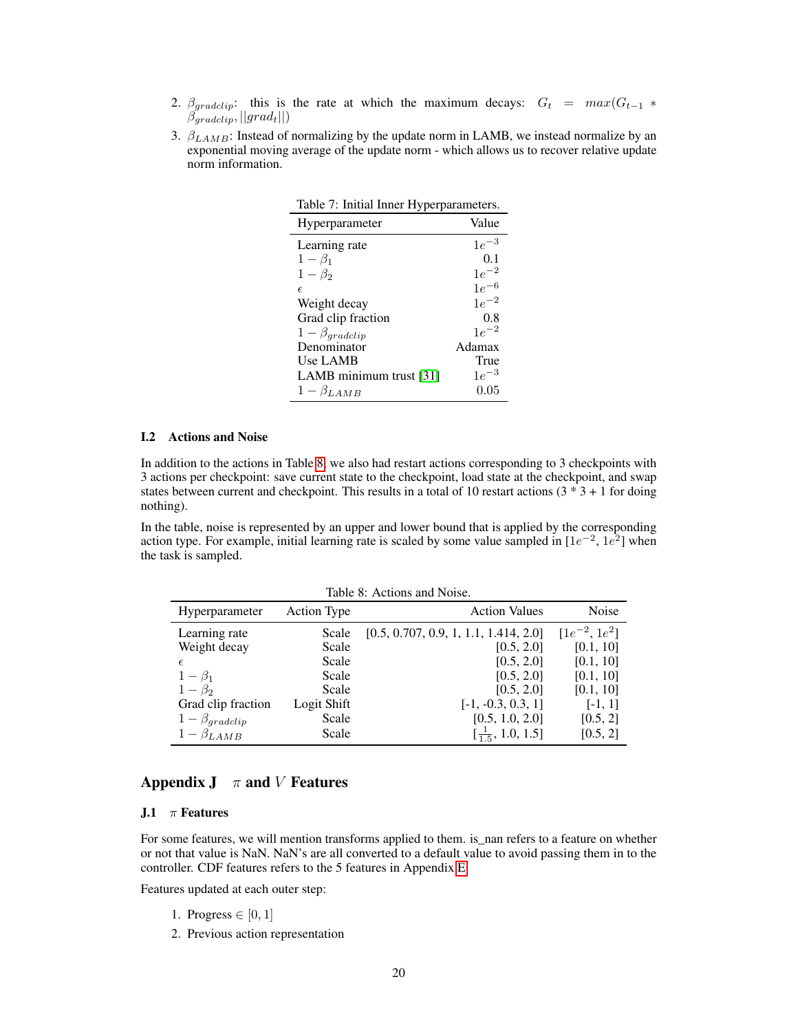2. $\beta_{gradclip}$: this is the rate at which the maximum decays: $G_t = max(G_{t-1} * \beta_{gradclip}, ||grad_t||)$
3. $\beta_{LAMB}$: Instead of normalizing by the update norm in LAMB, we instead normalize by an exponential moving average of the update norm - which allows us to recover relative update norm information.

Table 7: Initial Inner Hyperparameters.

| Hyperparameter | Value |
|---|---|
| Learning rate | $1e^{-3}$ |
| $1 - \beta_1$ | 0.1 |
| $1 - \beta_2$ | $1e^{-2}$ |
| $\epsilon$ | $1e^{-6}$ |
| Weight decay | $1e^{-2}$ |
| Grad clip fraction | 0.8 |
| $1 - \beta_{gradclip}$ | $1e^{-2}$ |
| Denominator | Adamax |
| Use LAMB | True |
| LAMB minimum trust [31] | $1e^{-3}$ |
| $1 - \beta_{LAMB}$ | 0.05 |

### I.2 Actions and Noise

In addition to the actions in Table 8, we also had restart actions corresponding to 3 checkpoints with 3 actions per checkpoint: save current state to the checkpoint, load state at the checkpoint, and swap states between current and checkpoint. This results in a total of 10 restart actions (3 * 3 + 1 for doing nothing).

In the table, noise is represented by an upper and lower bound that is applied by the corresponding action type. For example, initial learning rate is scaled by some value sampled in $[1e^{-2}, 1e^{2}]$ when the task is sampled.

Table 8: Actions and Noise.

| Hyperparameter | Action Type | Action Values | Noise |
|---|---|---|---|
| Learning rate | Scale | [0.5, 0.707, 0.9, 1, 1.1, 1.414, 2.0] | $[1e^{-2}, 1e^{2}]$ |
| Weight decay | Scale | [0.5, 2.0] | [0.1, 10] |
| $\epsilon$ | Scale | [0.5, 2.0] | [0.1, 10] |
| $1 - \beta_1$ | Scale | [0.5, 2.0] | [0.1, 10] |
| $1 - \beta_2$ | Scale | [0.5, 2.0] | [0.1, 10] |
| Grad clip fraction | Logit Shift | [-1, -0.3, 0.3, 1] | [-1, 1] |
| $1 - \beta_{gradclip}$ | Scale | [0.5, 1.0, 2.0] | [0.5, 2] |
| $1 - \beta_{LAMB}$ | Scale | $[\frac{1}{1.5}, 1.0, 1.5]$ | [0.5, 2] |

## Appendix J $\pi$ and $V$ Features

### J.1 $\pi$ Features

For some features, we will mention transforms applied to them. is_nan refers to a feature on whether or not that value is NaN. NaN's are all converted to a default value to avoid passing them in to the controller. CDF features refers to the 5 features in Appendix E.

Features updated at each outer step:

1. Progress $\in [0, 1]$
2. Previous action representation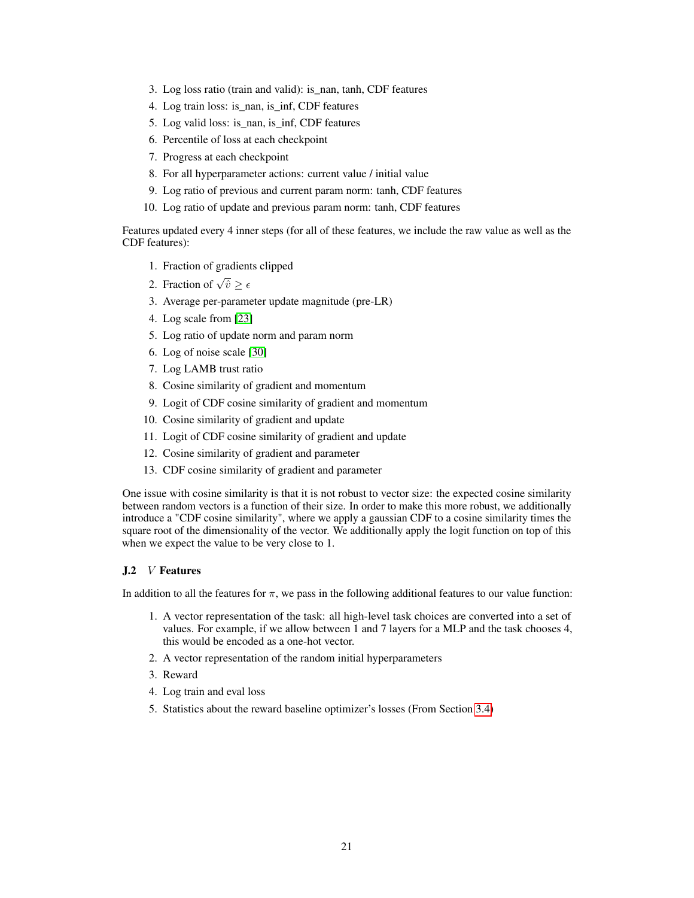3. Log loss ratio (train and valid): is_nan, tanh, CDF features
4. Log train loss: is_nan, is_inf, CDF features
5. Log valid loss: is_nan, is_inf, CDF features
6. Percentile of loss at each checkpoint
7. Progress at each checkpoint
8. For all hyperparameter actions: current value / initial value
9. Log ratio of previous and current param norm: tanh, CDF features
10. Log ratio of update and previous param norm: tanh, CDF features

Features updated every 4 inner steps (for all of these features, we include the raw value as well as the CDF features):

1. Fraction of gradients clipped
2. Fraction of $\sqrt{\hat{v}} \geq \epsilon$
3. Average per-parameter update magnitude (pre-LR)
4. Log scale from [23]
5. Log ratio of update norm and param norm
6. Log of noise scale [30]
7. Log LAMB trust ratio
8. Cosine similarity of gradient and momentum
9. Logit of CDF cosine similarity of gradient and momentum
10. Cosine similarity of gradient and update
11. Logit of CDF cosine similarity of gradient and update
12. Cosine similarity of gradient and parameter
13. CDF cosine similarity of gradient and parameter

One issue with cosine similarity is that it is not robust to vector size: the expected cosine similarity between random vectors is a function of their size. In order to make this more robust, we additionally introduce a "CDF cosine similarity", where we apply a gaussian CDF to a cosine similarity times the square root of the dimensionality of the vector. We additionally apply the logit function on top of this when we expect the value to be very close to 1.

### J.2 $V$ Features

In addition to all the features for $\pi$, we pass in the following additional features to our value function:

1. A vector representation of the task: all high-level task choices are converted into a set of values. For example, if we allow between 1 and 7 layers for a MLP and the task chooses 4, this would be encoded as a one-hot vector.
2. A vector representation of the random initial hyperparameters
3. Reward
4. Log train and eval loss
5. Statistics about the reward baseline optimizer's losses (From Section 3.4)